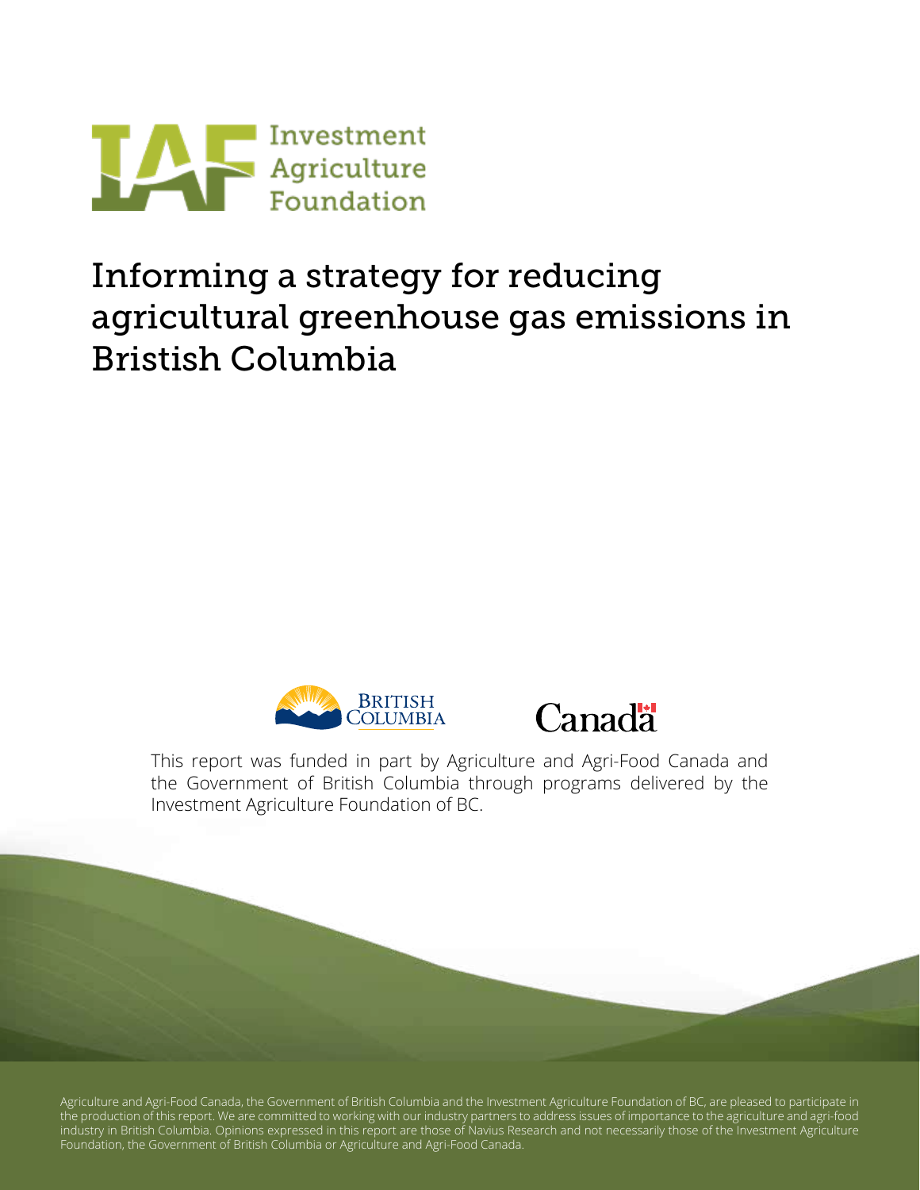Investment Agriculture Foundation

# Informing a strategy for reducing agricultural greenhouse gas emissions in Bristish Columbia

BRITISH COLUMBIA

Canada

This report was funded in part by Agriculture and Agri-Food Canada and the Government of British Columbia through programs delivered by the Investment Agriculture Foundation of BC.

Agriculture and Agri-Food Canada, the Government of British Columbia and the Investment Agriculture Foundation of BC, are pleased to participate in the production of this report. We are committed to working with our industry partners to address issues of importance to the agriculture and agri-food industry in British Columbia. Opinions expressed in this report are those of Navius Research and not necessarily those of the Investment Agriculture Foundation, the Government of British Columbia or Agriculture and Agri-Food Canada.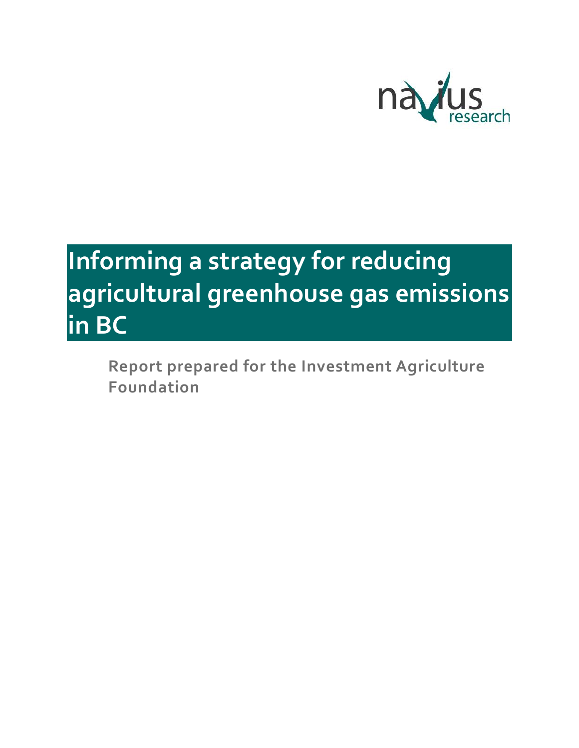navius research

# Informing a strategy for reducing agricultural greenhouse gas emissions in BC

**Report prepared for the Investment Agriculture Foundation**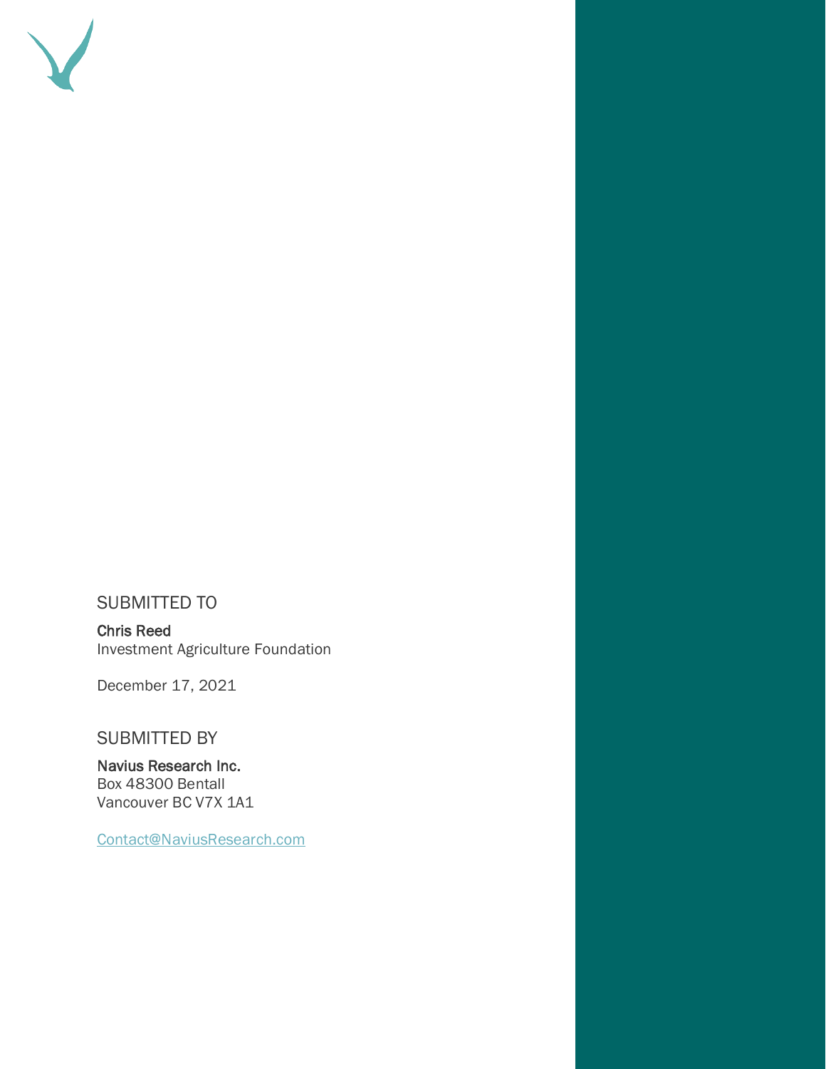SUBMITTED TO

**Chris Reed**
Investment Agriculture Foundation

December 17, 2021

SUBMITTED BY

**Navius Research Inc.**
Box 48300 Bentall
Vancouver BC V7X 1A1

Contact@NaviusResearch.com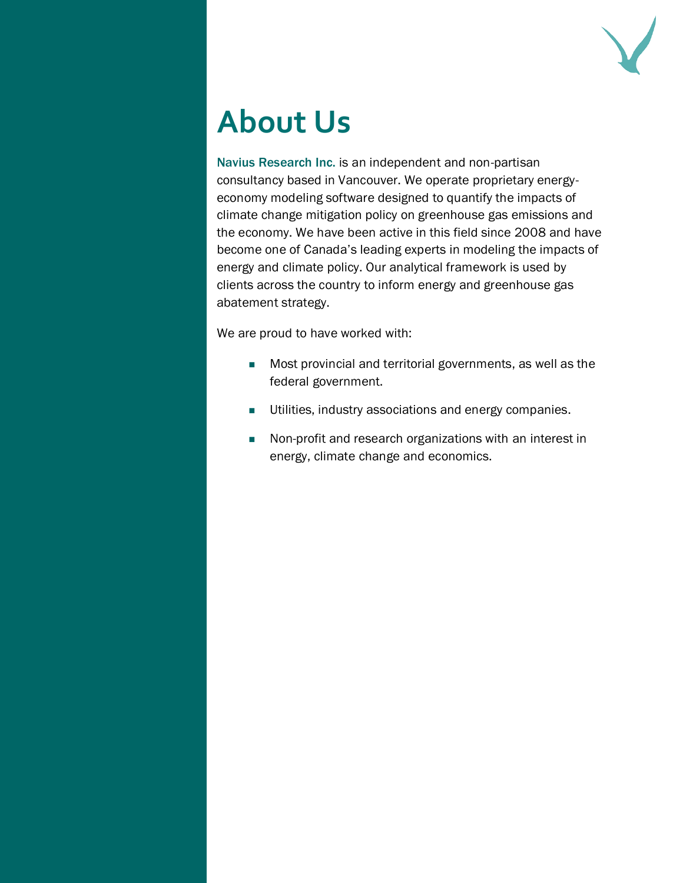# About Us

Navius Research Inc. is an independent and non-partisan consultancy based in Vancouver. We operate proprietary energy-economy modeling software designed to quantify the impacts of climate change mitigation policy on greenhouse gas emissions and the economy. We have been active in this field since 2008 and have become one of Canada's leading experts in modeling the impacts of energy and climate policy. Our analytical framework is used by clients across the country to inform energy and greenhouse gas abatement strategy.

We are proud to have worked with:

- Most provincial and territorial governments, as well as the federal government.
- Utilities, industry associations and energy companies.
- Non-profit and research organizations with an interest in energy, climate change and economics.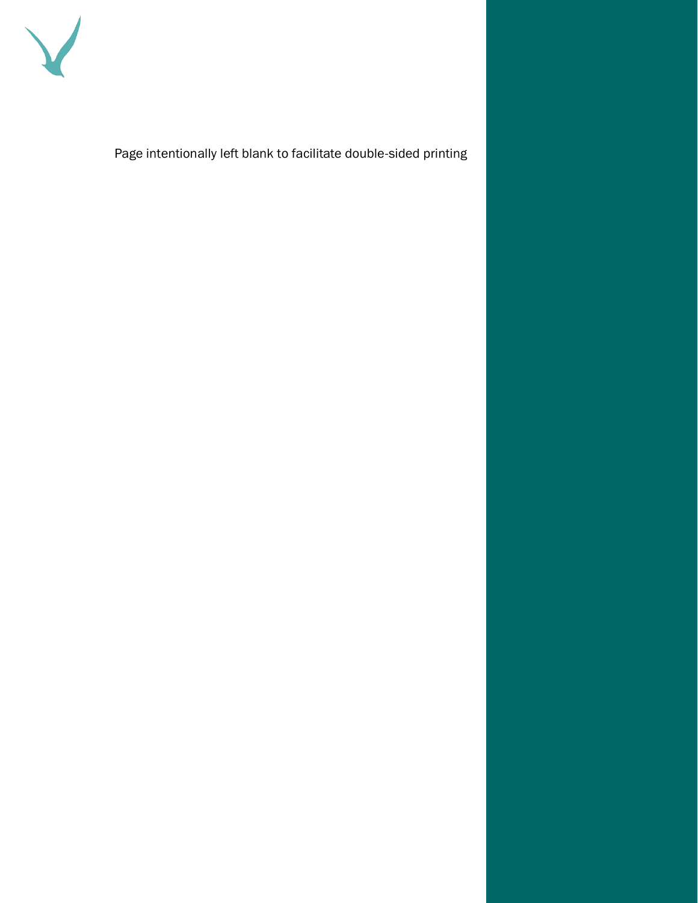Page intentionally left blank to facilitate double-sided printing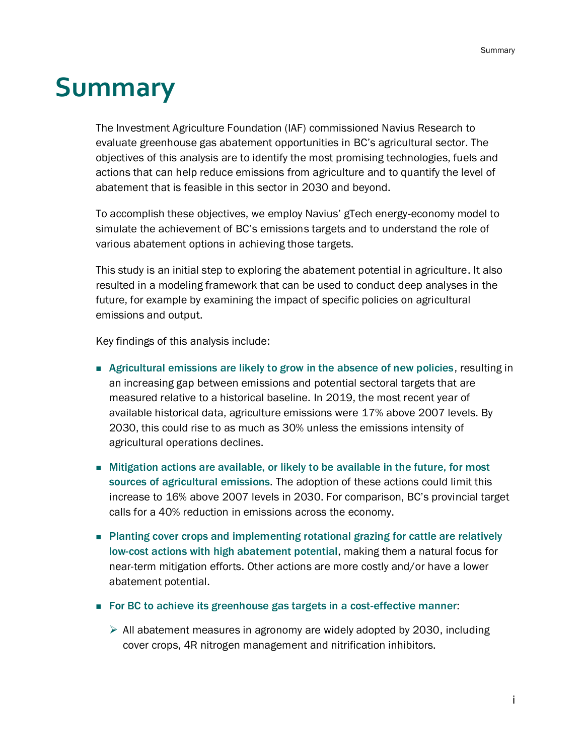# Summary

The Investment Agriculture Foundation (IAF) commissioned Navius Research to evaluate greenhouse gas abatement opportunities in BC's agricultural sector. The objectives of this analysis are to identify the most promising technologies, fuels and actions that can help reduce emissions from agriculture and to quantify the level of abatement that is feasible in this sector in 2030 and beyond.

To accomplish these objectives, we employ Navius' gTech energy-economy model to simulate the achievement of BC's emissions targets and to understand the role of various abatement options in achieving those targets.

This study is an initial step to exploring the abatement potential in agriculture. It also resulted in a modeling framework that can be used to conduct deep analyses in the future, for example by examining the impact of specific policies on agricultural emissions and output.

Key findings of this analysis include:

- **Agricultural emissions are likely to grow in the absence of new policies**, resulting in an increasing gap between emissions and potential sectoral targets that are measured relative to a historical baseline. In 2019, the most recent year of available historical data, agriculture emissions were 17% above 2007 levels. By 2030, this could rise to as much as 30% unless the emissions intensity of agricultural operations declines.
- **Mitigation actions are available, or likely to be available in the future, for most sources of agricultural emissions**. The adoption of these actions could limit this increase to 16% above 2007 levels in 2030. For comparison, BC's provincial target calls for a 40% reduction in emissions across the economy.
- **Planting cover crops and implementing rotational grazing for cattle are relatively low-cost actions with high abatement potential**, making them a natural focus for near-term mitigation efforts. Other actions are more costly and/or have a lower abatement potential.
- **For BC to achieve its greenhouse gas targets in a cost-effective manner**:
  - All abatement measures in agronomy are widely adopted by 2030, including cover crops, 4R nitrogen management and nitrification inhibitors.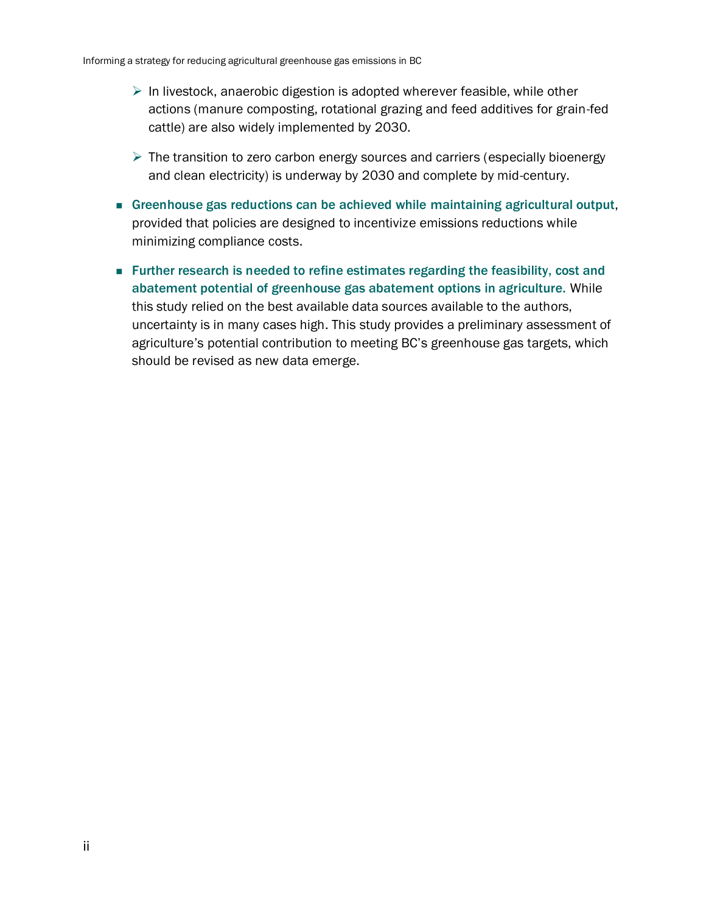- In livestock, anaerobic digestion is adopted wherever feasible, while other actions (manure composting, rotational grazing and feed additives for grain-fed cattle) are also widely implemented by 2030.
    - The transition to zero carbon energy sources and carriers (especially bioenergy and clean electricity) is underway by 2030 and complete by mid-century.
- **Greenhouse gas reductions can be achieved while maintaining agricultural output**, provided that policies are designed to incentivize emissions reductions while minimizing compliance costs.
- **Further research is needed to refine estimates regarding the feasibility, cost and abatement potential of greenhouse gas abatement options in agriculture.** While this study relied on the best available data sources available to the authors, uncertainty is in many cases high. This study provides a preliminary assessment of agriculture's potential contribution to meeting BC's greenhouse gas targets, which should be revised as new data emerge.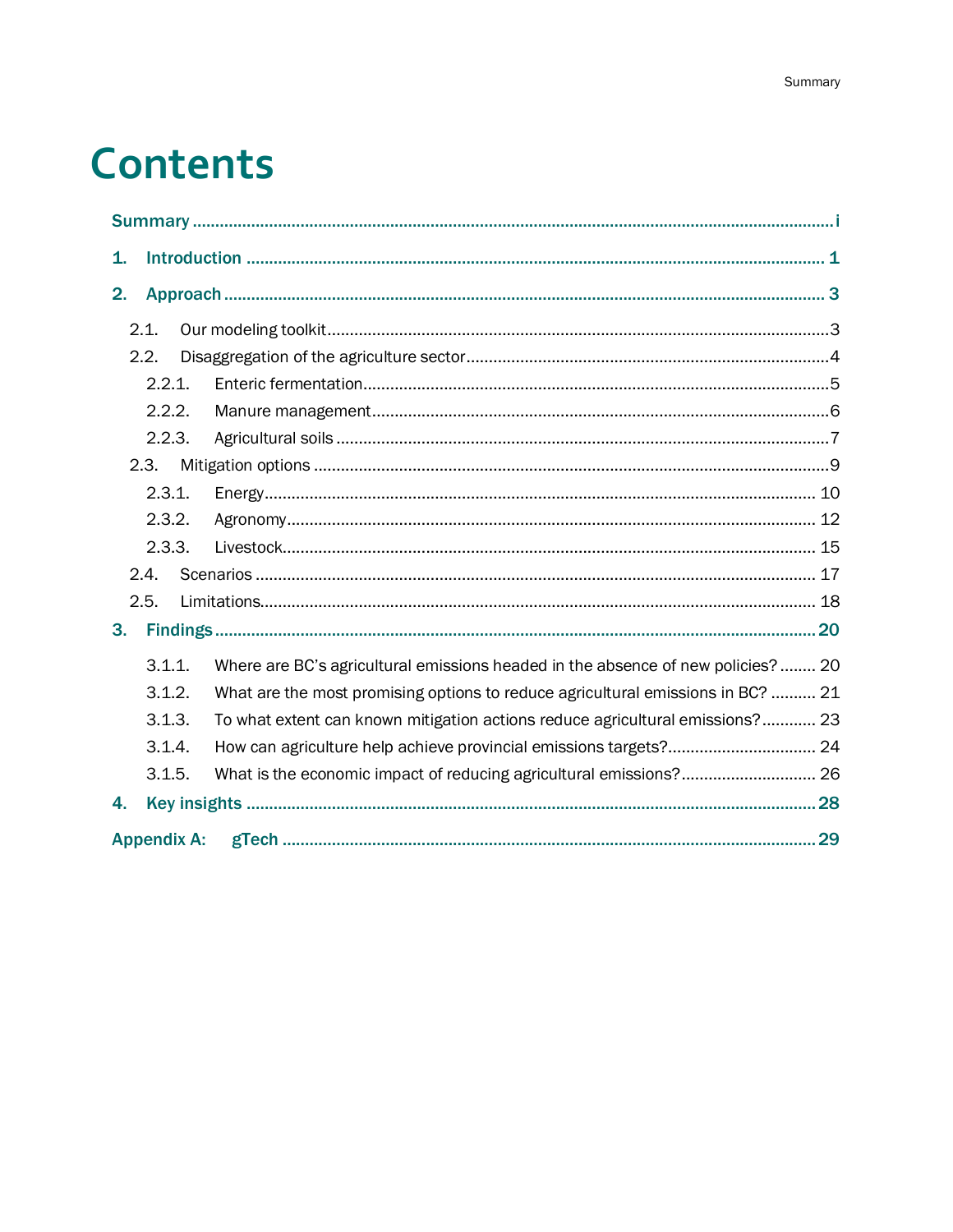# Contents

**Summary** .......... i

**1. Introduction** .......... 1

**2. Approach** .......... 3

- 2.1. Our modeling toolkit .......... 3
- 2.2. Disaggregation of the agriculture sector .......... 4
  - 2.2.1. Enteric fermentation .......... 5
  - 2.2.2. Manure management .......... 6
  - 2.2.3. Agricultural soils .......... 7
- 2.3. Mitigation options .......... 9
  - 2.3.1. Energy .......... 10
  - 2.3.2. Agronomy .......... 12
  - 2.3.3. Livestock .......... 15
- 2.4. Scenarios .......... 17
- 2.5. Limitations .......... 18

**3. Findings** .......... 20

- 3.1.1. Where are BC's agricultural emissions headed in the absence of new policies? .......... 20
- 3.1.2. What are the most promising options to reduce agricultural emissions in BC? .......... 21
- 3.1.3. To what extent can known mitigation actions reduce agricultural emissions? .......... 23
- 3.1.4. How can agriculture help achieve provincial emissions targets? .......... 24
- 3.1.5. What is the economic impact of reducing agricultural emissions? .......... 26

**4. Key insights** .......... 28

**Appendix A: gTech** .......... 29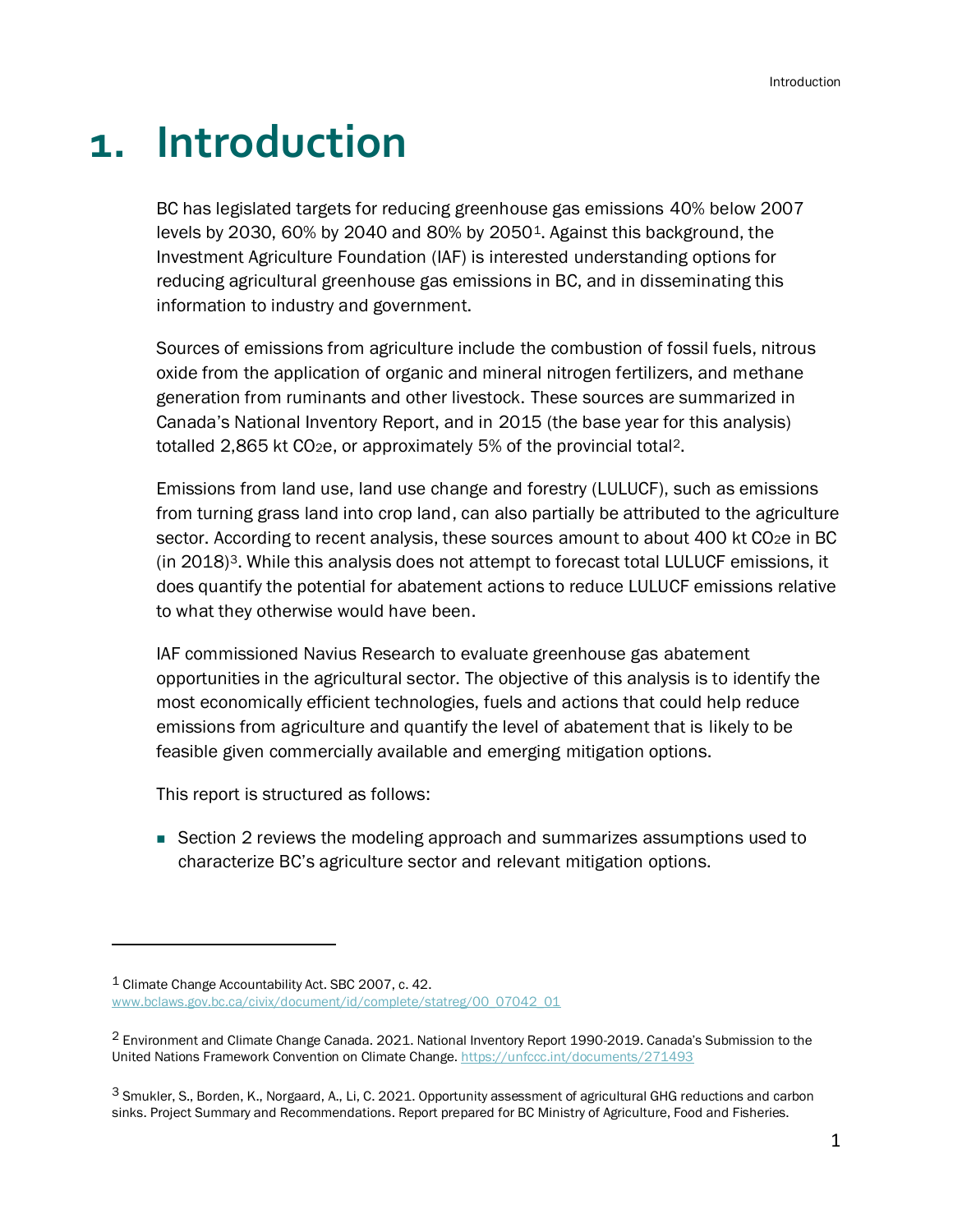# 1. Introduction

BC has legislated targets for reducing greenhouse gas emissions 40% below 2007 levels by 2030, 60% by 2040 and 80% by 2050[1]. Against this background, the Investment Agriculture Foundation (IAF) is interested understanding options for reducing agricultural greenhouse gas emissions in BC, and in disseminating this information to industry and government.

Sources of emissions from agriculture include the combustion of fossil fuels, nitrous oxide from the application of organic and mineral nitrogen fertilizers, and methane generation from ruminants and other livestock. These sources are summarized in Canada's National Inventory Report, and in 2015 (the base year for this analysis) totalled 2,865 kt $CO_2e$, or approximately 5% of the provincial total[2].

Emissions from land use, land use change and forestry (LULUCF), such as emissions from turning grass land into crop land, can also partially be attributed to the agriculture sector. According to recent analysis, these sources amount to about 400 kt $CO_2e$ in BC (in 2018)[3]. While this analysis does not attempt to forecast total LULUCF emissions, it does quantify the potential for abatement actions to reduce LULUCF emissions relative to what they otherwise would have been.

IAF commissioned Navius Research to evaluate greenhouse gas abatement opportunities in the agricultural sector. The objective of this analysis is to identify the most economically efficient technologies, fuels and actions that could help reduce emissions from agriculture and quantify the level of abatement that is likely to be feasible given commercially available and emerging mitigation options.

This report is structured as follows:

- Section 2 reviews the modeling approach and summarizes assumptions used to characterize BC's agriculture sector and relevant mitigation options.

---

[1] Climate Change Accountability Act. SBC 2007, c. 42. www.bclaws.gov.bc.ca/civix/document/id/complete/statreg/00_07042_01

[2] Environment and Climate Change Canada. 2021. National Inventory Report 1990-2019. Canada's Submission to the United Nations Framework Convention on Climate Change. https://unfccc.int/documents/271493

[3] Smukler, S., Borden, K., Norgaard, A., Li, C. 2021. Opportunity assessment of agricultural GHG reductions and carbon sinks. Project Summary and Recommendations. Report prepared for BC Ministry of Agriculture, Food and Fisheries.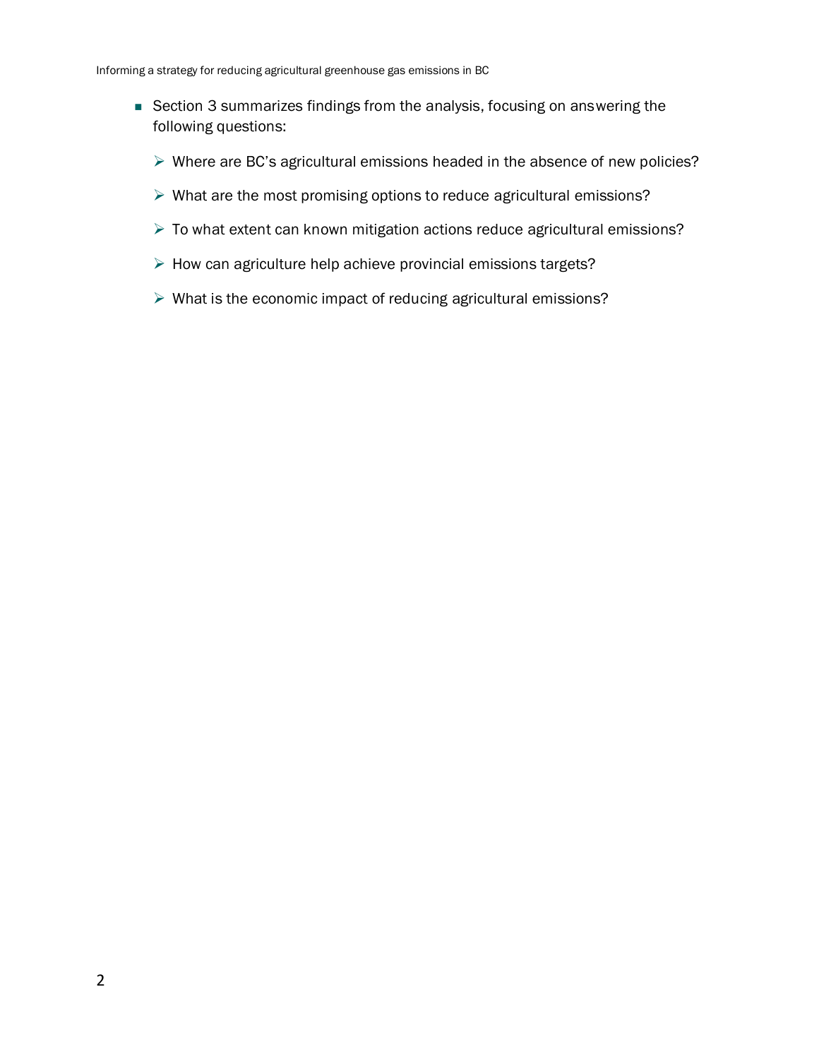- Section 3 summarizes findings from the analysis, focusing on answering the following questions:
  - Where are BC's agricultural emissions headed in the absence of new policies?
  - What are the most promising options to reduce agricultural emissions?
  - To what extent can known mitigation actions reduce agricultural emissions?
  - How can agriculture help achieve provincial emissions targets?
  - What is the economic impact of reducing agricultural emissions?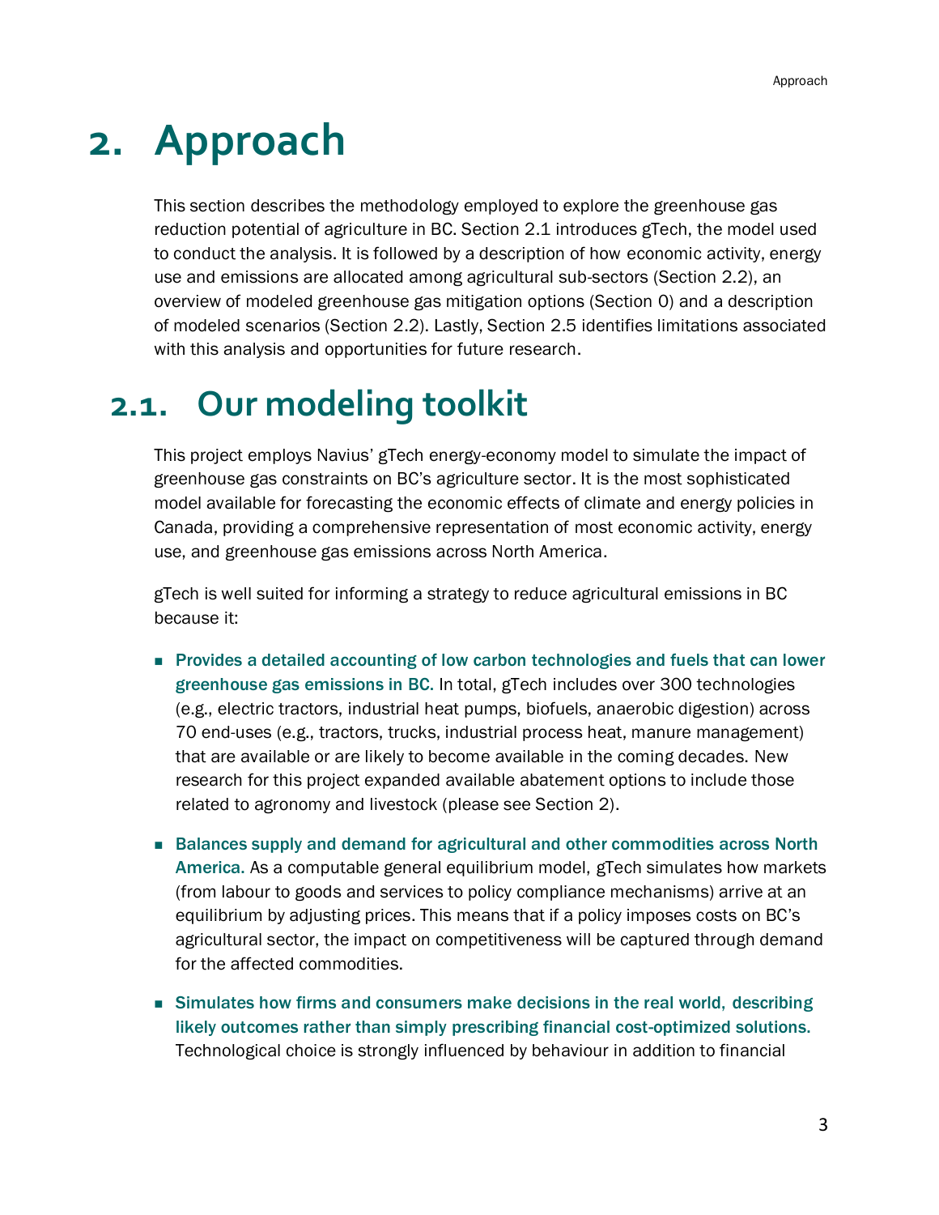# 2. Approach

This section describes the methodology employed to explore the greenhouse gas reduction potential of agriculture in BC. Section 2.1 introduces gTech, the model used to conduct the analysis. It is followed by a description of how economic activity, energy use and emissions are allocated among agricultural sub-sectors (Section 2.2), an overview of modeled greenhouse gas mitigation options (Section 0) and a description of modeled scenarios (Section 2.2). Lastly, Section 2.5 identifies limitations associated with this analysis and opportunities for future research.

## 2.1. Our modeling toolkit

This project employs Navius' gTech energy-economy model to simulate the impact of greenhouse gas constraints on BC's agriculture sector. It is the most sophisticated model available for forecasting the economic effects of climate and energy policies in Canada, providing a comprehensive representation of most economic activity, energy use, and greenhouse gas emissions across North America.

gTech is well suited for informing a strategy to reduce agricultural emissions in BC because it:

- **Provides a detailed accounting of low carbon technologies and fuels that can lower greenhouse gas emissions in BC.** In total, gTech includes over 300 technologies (e.g., electric tractors, industrial heat pumps, biofuels, anaerobic digestion) across 70 end-uses (e.g., tractors, trucks, industrial process heat, manure management) that are available or are likely to become available in the coming decades. New research for this project expanded available abatement options to include those related to agronomy and livestock (please see Section 2).
- **Balances supply and demand for agricultural and other commodities across North America.** As a computable general equilibrium model, gTech simulates how markets (from labour to goods and services to policy compliance mechanisms) arrive at an equilibrium by adjusting prices. This means that if a policy imposes costs on BC's agricultural sector, the impact on competitiveness will be captured through demand for the affected commodities.
- **Simulates how firms and consumers make decisions in the real world, describing likely outcomes rather than simply prescribing financial cost-optimized solutions.** Technological choice is strongly influenced by behaviour in addition to financial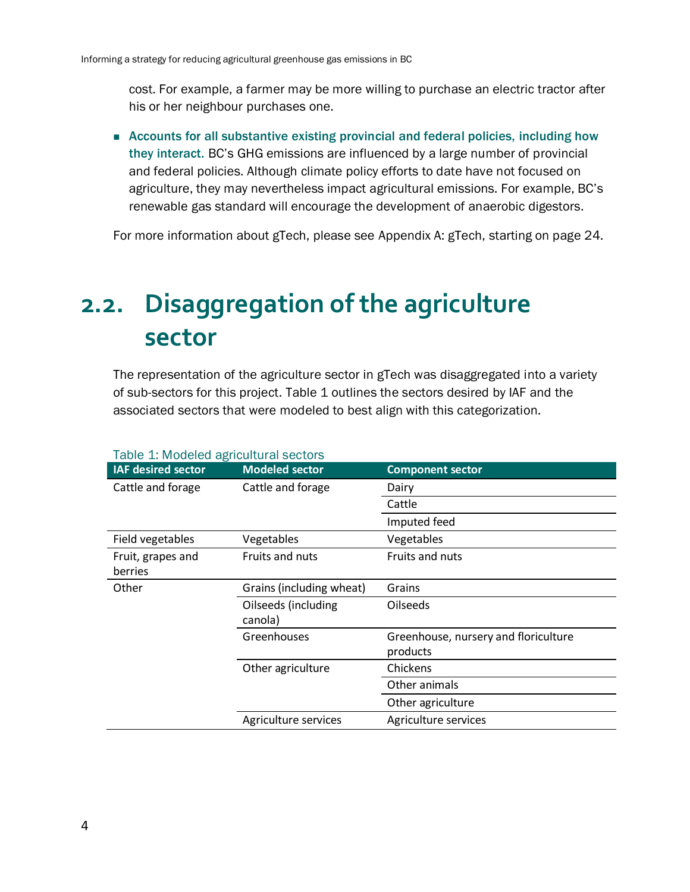cost. For example, a farmer may be more willing to purchase an electric tractor after his or her neighbour purchases one.

- **Accounts for all substantive existing provincial and federal policies, including how they interact.** BC's GHG emissions are influenced by a large number of provincial and federal policies. Although climate policy efforts to date have not focused on agriculture, they may nevertheless impact agricultural emissions. For example, BC's renewable gas standard will encourage the development of anaerobic digestors.

For more information about gTech, please see Appendix A: gTech, starting on page 24.

## 2.2. Disaggregation of the agriculture sector

The representation of the agriculture sector in gTech was disaggregated into a variety of sub-sectors for this project. Table 1 outlines the sectors desired by IAF and the associated sectors that were modeled to best align with this categorization.

Table 1: Modeled agricultural sectors

| IAF desired sector | Modeled sector | Component sector |
|---|---|---|
| Cattle and forage | Cattle and forage | Dairy |
| | | Cattle |
| | | Imputed feed |
| Field vegetables | Vegetables | Vegetables |
| Fruit, grapes and berries | Fruits and nuts | Fruits and nuts |
| Other | Grains (including wheat) | Grains |
| | Oilseeds (including canola) | Oilseeds |
| | Greenhouses | Greenhouse, nursery and floriculture products |
| | Other agriculture | Chickens |
| | | Other animals |
| | | Other agriculture |
| | Agriculture services | Agriculture services |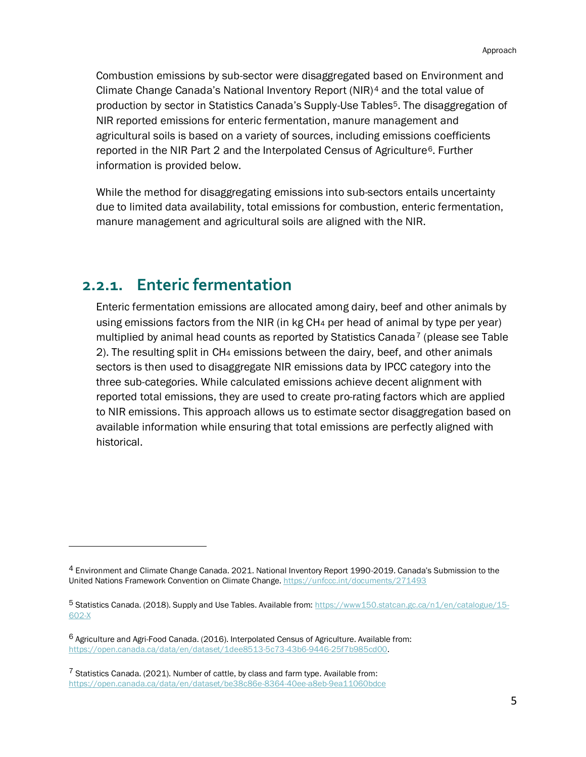Combustion emissions by sub-sector were disaggregated based on Environment and Climate Change Canada's National Inventory Report (NIR)[4] and the total value of production by sector in Statistics Canada's Supply-Use Tables[5]. The disaggregation of NIR reported emissions for enteric fermentation, manure management and agricultural soils is based on a variety of sources, including emissions coefficients reported in the NIR Part 2 and the Interpolated Census of Agriculture[6]. Further information is provided below.

While the method for disaggregating emissions into sub-sectors entails uncertainty due to limited data availability, total emissions for combustion, enteric fermentation, manure management and agricultural soils are aligned with the NIR.

### 2.2.1. Enteric fermentation

Enteric fermentation emissions are allocated among dairy, beef and other animals by using emissions factors from the NIR (in kg $CH_4$ per head of animal by type per year) multiplied by animal head counts as reported by Statistics Canada[7] (please see Table 2). The resulting split in $CH_4$ emissions between the dairy, beef, and other animals sectors is then used to disaggregate NIR emissions data by IPCC category into the three sub-categories. While calculated emissions achieve decent alignment with reported total emissions, they are used to create pro-rating factors which are applied to NIR emissions. This approach allows us to estimate sector disaggregation based on available information while ensuring that total emissions are perfectly aligned with historical.

---

[4] Environment and Climate Change Canada. 2021. National Inventory Report 1990-2019. Canada's Submission to the United Nations Framework Convention on Climate Change. https://unfccc.int/documents/271493

[5] Statistics Canada. (2018). Supply and Use Tables. Available from: https://www150.statcan.gc.ca/n1/en/catalogue/15-602-X

[6] Agriculture and Agri-Food Canada. (2016). Interpolated Census of Agriculture. Available from: https://open.canada.ca/data/en/dataset/1dee8513-5c73-43b6-9446-25f7b985cd00.

[7] Statistics Canada. (2021). Number of cattle, by class and farm type. Available from: https://open.canada.ca/data/en/dataset/be38c86e-8364-40ee-a8eb-9ea11060bdce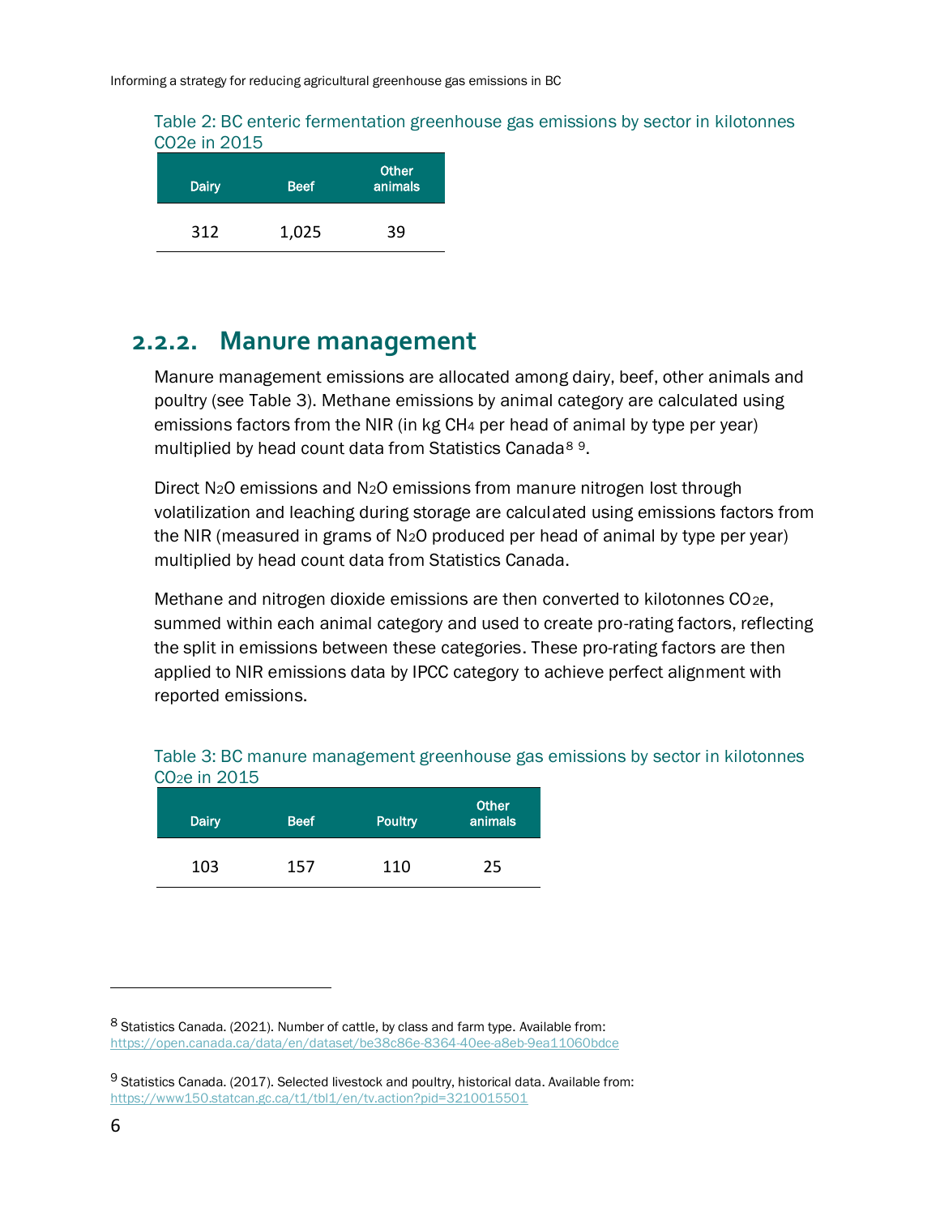Table 2: BC enteric fermentation greenhouse gas emissions by sector in kilotonnes CO2e in 2015

| Dairy | Beef | Other animals |
| --- | --- | --- |
| 312 | 1,025 | 39 |

### 2.2.2. Manure management

Manure management emissions are allocated among dairy, beef, other animals and poultry (see Table 3). Methane emissions by animal category are calculated using emissions factors from the NIR (in kg $CH_4$ per head of animal by type per year) multiplied by head count data from Statistics Canada[8] [9].

Direct $N_2O$ emissions and $N_2O$ emissions from manure nitrogen lost through volatilization and leaching during storage are calculated using emissions factors from the NIR (measured in grams of $N_2O$ produced per head of animal by type per year) multiplied by head count data from Statistics Canada.

Methane and nitrogen dioxide emissions are then converted to kilotonnes $CO_2e$, summed within each animal category and used to create pro-rating factors, reflecting the split in emissions between these categories. These pro-rating factors are then applied to NIR emissions data by IPCC category to achieve perfect alignment with reported emissions.

Table 3: BC manure management greenhouse gas emissions by sector in kilotonnes $CO_2e$ in 2015

| Dairy | Beef | Poultry | Other animals |
| --- | --- | --- | --- |
| 103 | 157 | 110 | 25 |

[8] Statistics Canada. (2021). Number of cattle, by class and farm type. Available from: https://open.canada.ca/data/en/dataset/be38c86e-8364-40ee-a8eb-9ea11060bdce

[9] Statistics Canada. (2017). Selected livestock and poultry, historical data. Available from: https://www150.statcan.gc.ca/t1/tbl1/en/tv.action?pid=3210015501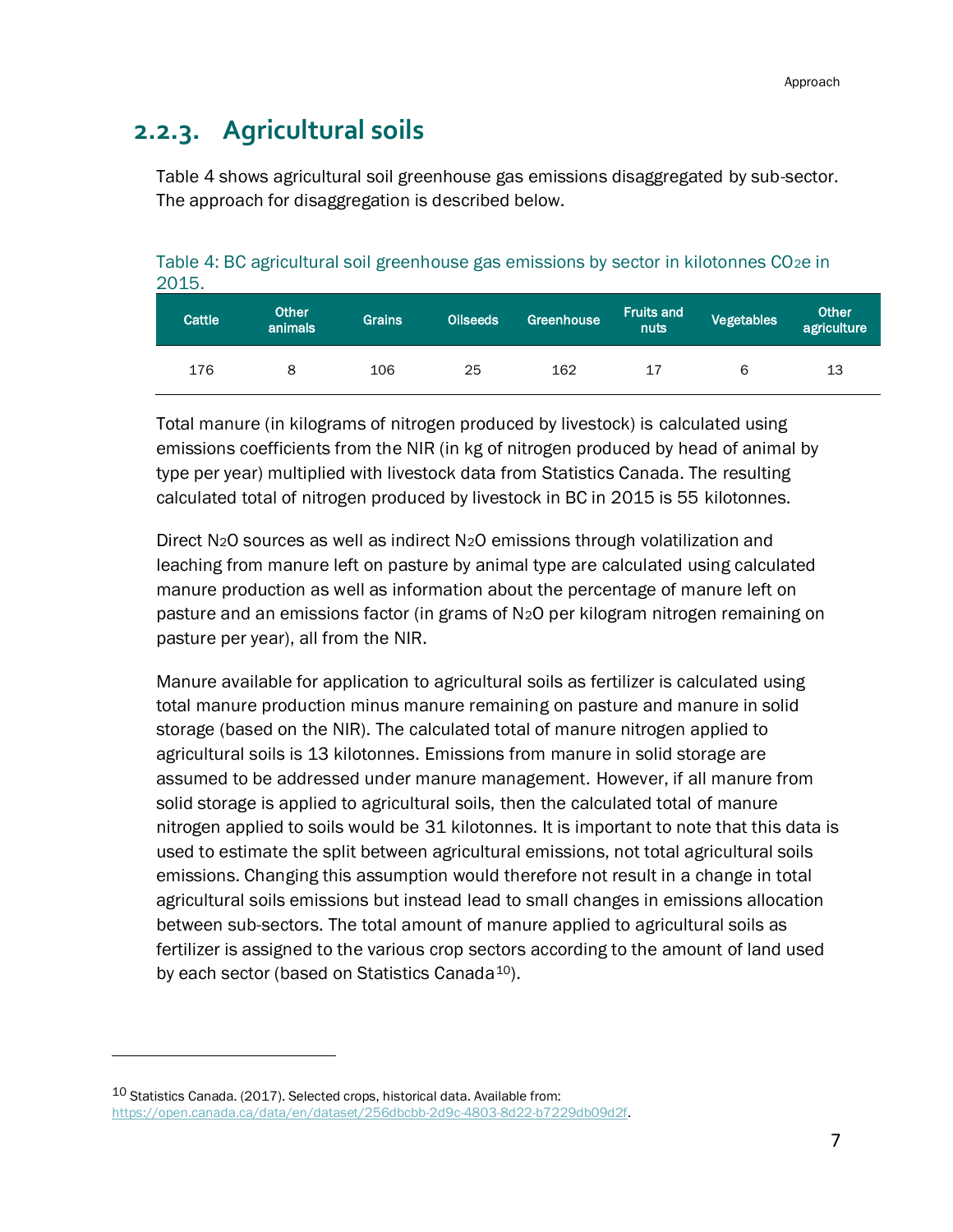### 2.2.3. Agricultural soils

Table 4 shows agricultural soil greenhouse gas emissions disaggregated by sub-sector. The approach for disaggregation is described below.

Table 4: BC agricultural soil greenhouse gas emissions by sector in kilotonnes $CO_2e$ in 2015.

| Cattle | Other animals | Grains | Oilseeds | Greenhouse | Fruits and nuts | Vegetables | Other agriculture |
|---|---|---|---|---|---|---|---|
| 176 | 8 | 106 | 25 | 162 | 17 | 6 | 13 |

Total manure (in kilograms of nitrogen produced by livestock) is calculated using emissions coefficients from the NIR (in kg of nitrogen produced by head of animal by type per year) multiplied with livestock data from Statistics Canada. The resulting calculated total of nitrogen produced by livestock in BC in 2015 is 55 kilotonnes.

Direct $N_2O$ sources as well as indirect $N_2O$ emissions through volatilization and leaching from manure left on pasture by animal type are calculated using calculated manure production as well as information about the percentage of manure left on pasture and an emissions factor (in grams of $N_2O$ per kilogram nitrogen remaining on pasture per year), all from the NIR.

Manure available for application to agricultural soils as fertilizer is calculated using total manure production minus manure remaining on pasture and manure in solid storage (based on the NIR). The calculated total of manure nitrogen applied to agricultural soils is 13 kilotonnes. Emissions from manure in solid storage are assumed to be addressed under manure management. However, if all manure from solid storage is applied to agricultural soils, then the calculated total of manure nitrogen applied to soils would be 31 kilotonnes. It is important to note that this data is used to estimate the split between agricultural emissions, not total agricultural soils emissions. Changing this assumption would therefore not result in a change in total agricultural soils emissions but instead lead to small changes in emissions allocation between sub-sectors. The total amount of manure applied to agricultural soils as fertilizer is assigned to the various crop sectors according to the amount of land used by each sector (based on Statistics Canada[10]).

[10] Statistics Canada. (2017). Selected crops, historical data. Available from: https://open.canada.ca/data/en/dataset/256dbcbb-2d9c-4803-8d22-b7229db09d2f.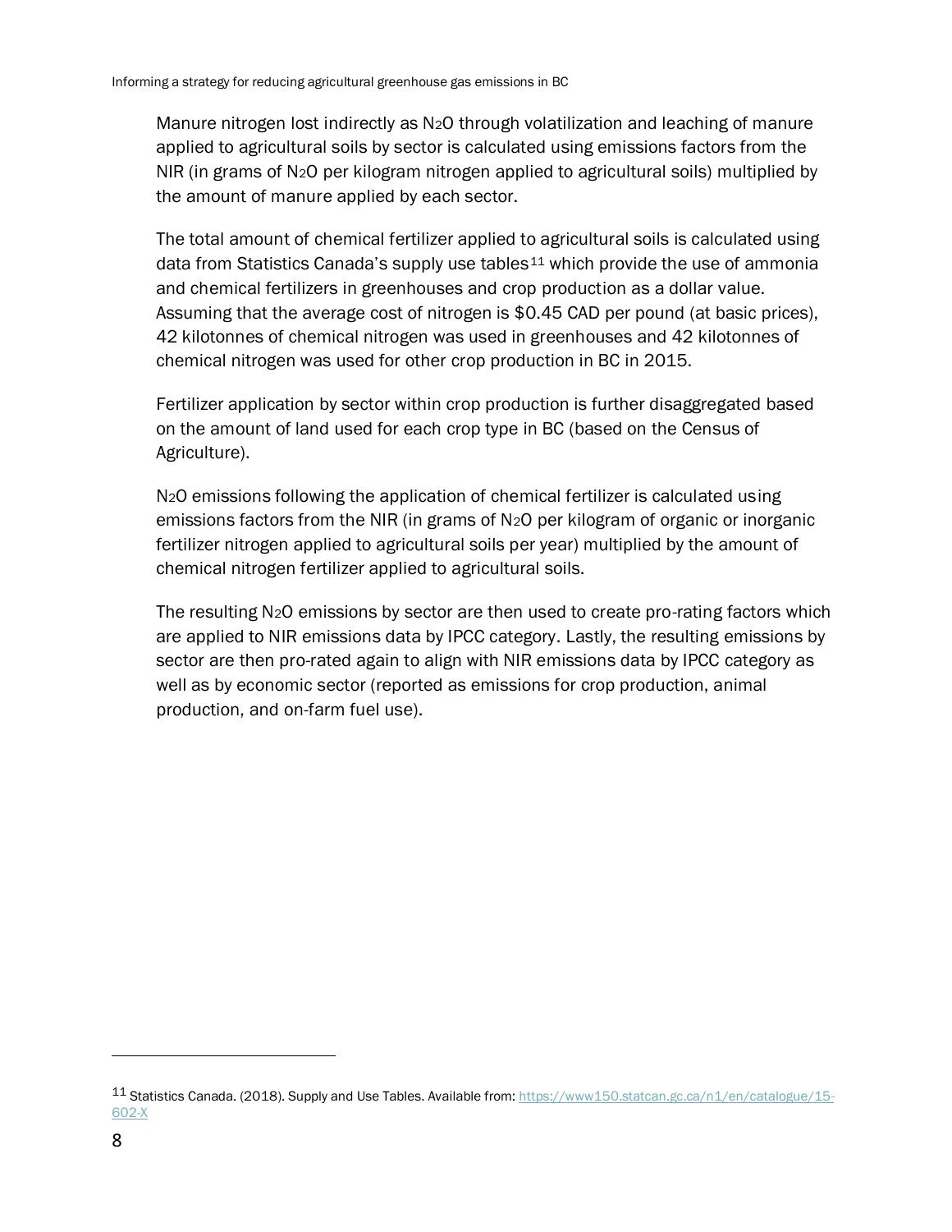Manure nitrogen lost indirectly as $N_2O$ through volatilization and leaching of manure applied to agricultural soils by sector is calculated using emissions factors from the NIR (in grams of $N_2O$ per kilogram nitrogen applied to agricultural soils) multiplied by the amount of manure applied by each sector.

The total amount of chemical fertilizer applied to agricultural soils is calculated using data from Statistics Canada's supply use tables[11] which provide the use of ammonia and chemical fertilizers in greenhouses and crop production as a dollar value. Assuming that the average cost of nitrogen is $0.45 CAD per pound (at basic prices), 42 kilotonnes of chemical nitrogen was used in greenhouses and 42 kilotonnes of chemical nitrogen was used for other crop production in BC in 2015.

Fertilizer application by sector within crop production is further disaggregated based on the amount of land used for each crop type in BC (based on the Census of Agriculture).

$N_2O$ emissions following the application of chemical fertilizer is calculated using emissions factors from the NIR (in grams of $N_2O$ per kilogram of organic or inorganic fertilizer nitrogen applied to agricultural soils per year) multiplied by the amount of chemical nitrogen fertilizer applied to agricultural soils.

The resulting $N_2O$ emissions by sector are then used to create pro-rating factors which are applied to NIR emissions data by IPCC category. Lastly, the resulting emissions by sector are then pro-rated again to align with NIR emissions data by IPCC category as well as by economic sector (reported as emissions for crop production, animal production, and on-farm fuel use).

---

[11] Statistics Canada. (2018). Supply and Use Tables. Available from: https://www150.statcan.gc.ca/n1/en/catalogue/15-602-X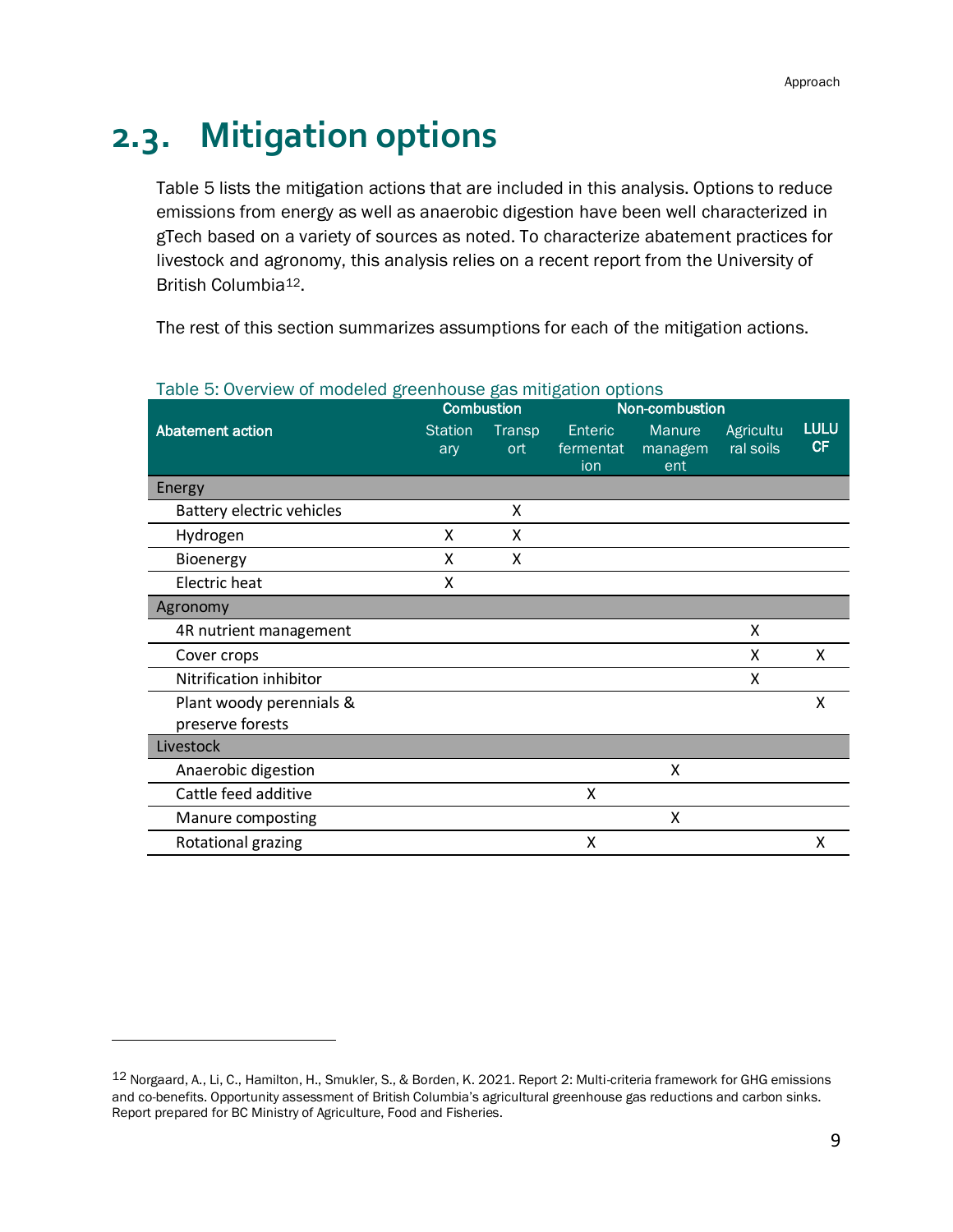## 2.3. Mitigation options

Table 5 lists the mitigation actions that are included in this analysis. Options to reduce emissions from energy as well as anaerobic digestion have been well characterized in gTech based on a variety of sources as noted. To characterize abatement practices for livestock and agronomy, this analysis relies on a recent report from the University of British Columbia[12].

The rest of this section summarizes assumptions for each of the mitigation actions.

Table 5: Overview of modeled greenhouse gas mitigation options

| Abatement action | Combustion | | Non-combustion | | | |
|---|---|---|---|---|---|---|
| | Stationary | Transport | Enteric fermentation | Manure management | Agricultural soils | LULUCF |
| **Energy** | | | | | | |
| Battery electric vehicles | | X | | | | |
| Hydrogen | X | X | | | | |
| Bioenergy | X | X | | | | |
| Electric heat | X | | | | | |
| **Agronomy** | | | | | | |
| 4R nutrient management | | | | | X | |
| Cover crops | | | | | X | X |
| Nitrification inhibitor | | | | | X | |
| Plant woody perennials & preserve forests | | | | | | X |
| **Livestock** | | | | | | |
| Anaerobic digestion | | | | X | | |
| Cattle feed additive | | | X | | | |
| Manure composting | | | | X | | |
| Rotational grazing | | | X | | | X |

[12] Norgaard, A., Li, C., Hamilton, H., Smukler, S., & Borden, K. 2021. Report 2: Multi-criteria framework for GHG emissions and co-benefits. Opportunity assessment of British Columbia's agricultural greenhouse gas reductions and carbon sinks. Report prepared for BC Ministry of Agriculture, Food and Fisheries.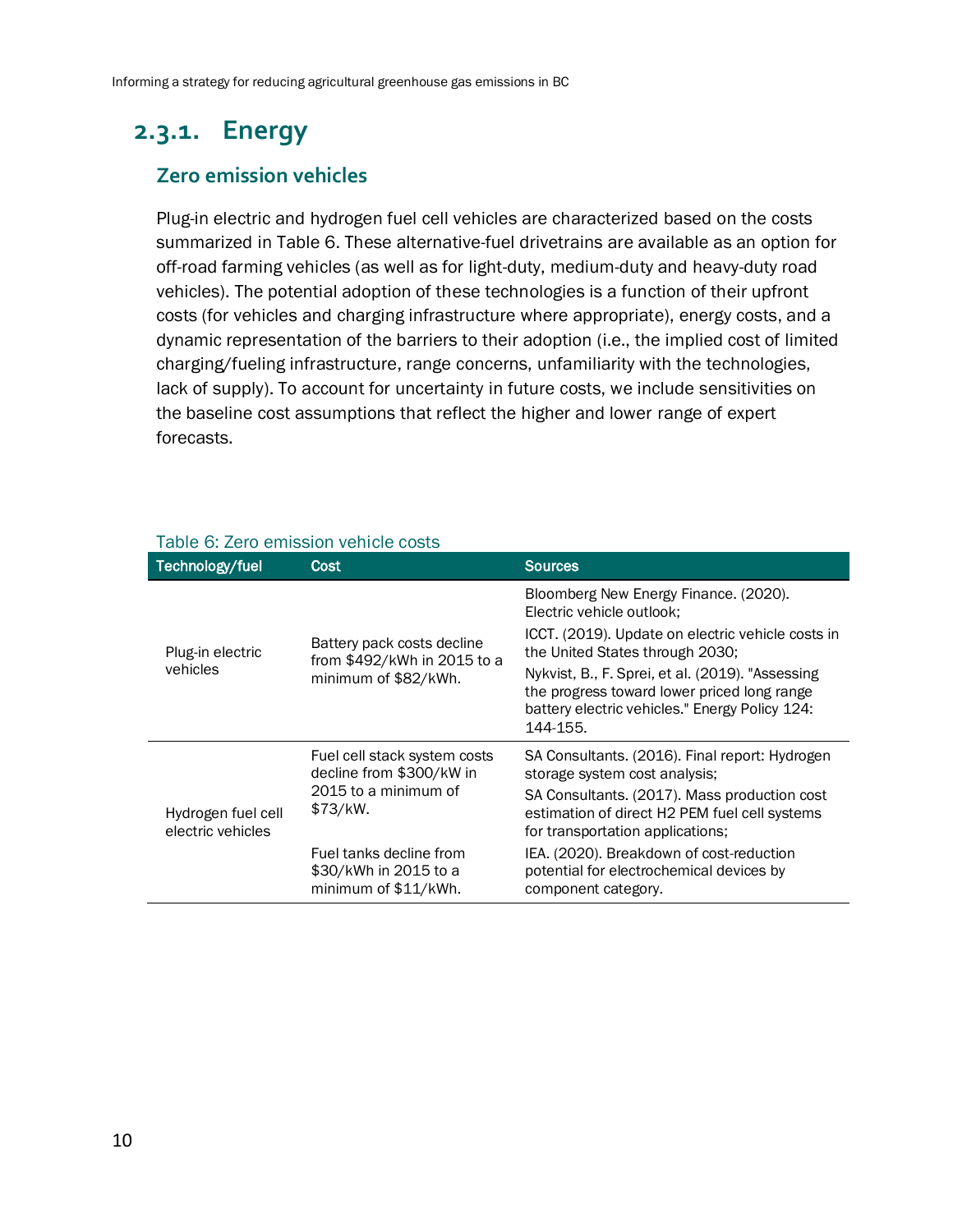## 2.3.1. Energy

### Zero emission vehicles

Plug-in electric and hydrogen fuel cell vehicles are characterized based on the costs summarized in Table 6. These alternative-fuel drivetrains are available as an option for off-road farming vehicles (as well as for light-duty, medium-duty and heavy-duty road vehicles). The potential adoption of these technologies is a function of their upfront costs (for vehicles and charging infrastructure where appropriate), energy costs, and a dynamic representation of the barriers to their adoption (i.e., the implied cost of limited charging/fueling infrastructure, range concerns, unfamiliarity with the technologies, lack of supply). To account for uncertainty in future costs, we include sensitivities on the baseline cost assumptions that reflect the higher and lower range of expert forecasts.

Table 6: Zero emission vehicle costs

| Technology/fuel | Cost | Sources |
|---|---|---|
| Plug-in electric vehicles | Battery pack costs decline from $492/kWh in 2015 to a minimum of $82/kWh. | Bloomberg New Energy Finance. (2020). Electric vehicle outlook; ICCT. (2019). Update on electric vehicle costs in the United States through 2030; Nykvist, B., F. Sprei, et al. (2019). "Assessing the progress toward lower priced long range battery electric vehicles." Energy Policy 124: 144-155. |
| Hydrogen fuel cell electric vehicles | Fuel cell stack system costs decline from $300/kW in 2015 to a minimum of $73/kW. Fuel tanks decline from $30/kWh in 2015 to a minimum of $11/kWh. | SA Consultants. (2016). Final report: Hydrogen storage system cost analysis; SA Consultants. (2017). Mass production cost estimation of direct H2 PEM fuel cell systems for transportation applications; IEA. (2020). Breakdown of cost-reduction potential for electrochemical devices by component category. |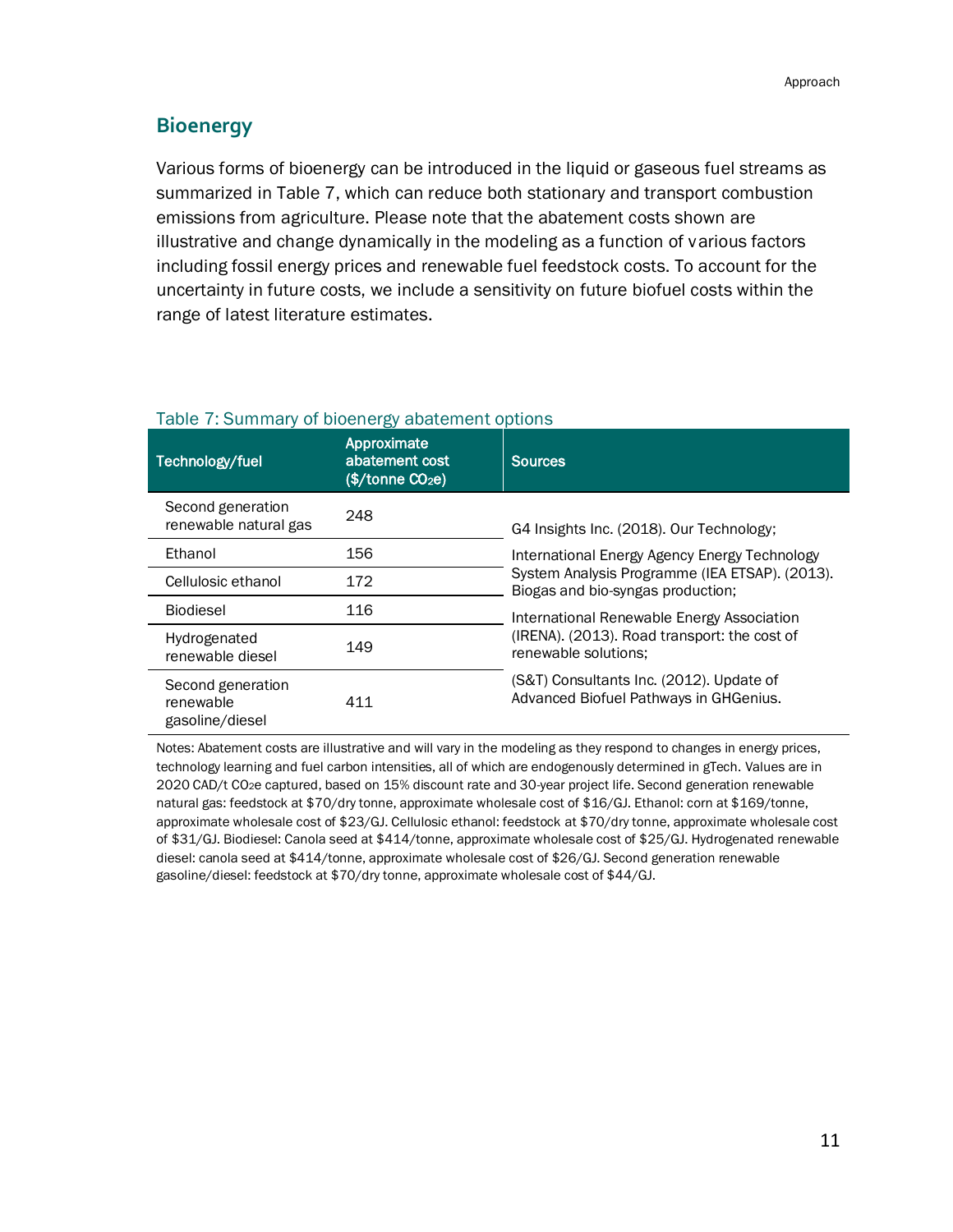## Bioenergy

Various forms of bioenergy can be introduced in the liquid or gaseous fuel streams as summarized in Table 7, which can reduce both stationary and transport combustion emissions from agriculture. Please note that the abatement costs shown are illustrative and change dynamically in the modeling as a function of various factors including fossil energy prices and renewable fuel feedstock costs. To account for the uncertainty in future costs, we include a sensitivity on future biofuel costs within the range of latest literature estimates.

Table 7: Summary of bioenergy abatement options

| Technology/fuel | Approximate abatement cost ($/tonne $CO_2e$) | Sources |
|---|---|---|
| Second generation renewable natural gas | 248 | G4 Insights Inc. (2018). Our Technology; International Energy Agency Energy Technology System Analysis Programme (IEA ETSAP). (2013). Biogas and bio-syngas production; International Renewable Energy Association (IRENA). (2013). Road transport: the cost of renewable solutions; (S&T) Consultants Inc. (2012). Update of Advanced Biofuel Pathways in GHGenius. |
| Ethanol | 156 | |
| Cellulosic ethanol | 172 | |
| Biodiesel | 116 | |
| Hydrogenated renewable diesel | 149 | |
| Second generation renewable gasoline/diesel | 411 | |

Notes: Abatement costs are illustrative and will vary in the modeling as they respond to changes in energy prices, technology learning and fuel carbon intensities, all of which are endogenously determined in gTech. Values are in 2020 CAD/t $CO_2e$ captured, based on 15% discount rate and 30-year project life. Second generation renewable natural gas: feedstock at $70/dry tonne, approximate wholesale cost of $16/GJ. Ethanol: corn at $169/tonne, approximate wholesale cost of $23/GJ. Cellulosic ethanol: feedstock at $70/dry tonne, approximate wholesale cost of $31/GJ. Biodiesel: Canola seed at $414/tonne, approximate wholesale cost of $25/GJ. Hydrogenated renewable diesel: canola seed at $414/tonne, approximate wholesale cost of $26/GJ. Second generation renewable gasoline/diesel: feedstock at $70/dry tonne, approximate wholesale cost of $44/GJ.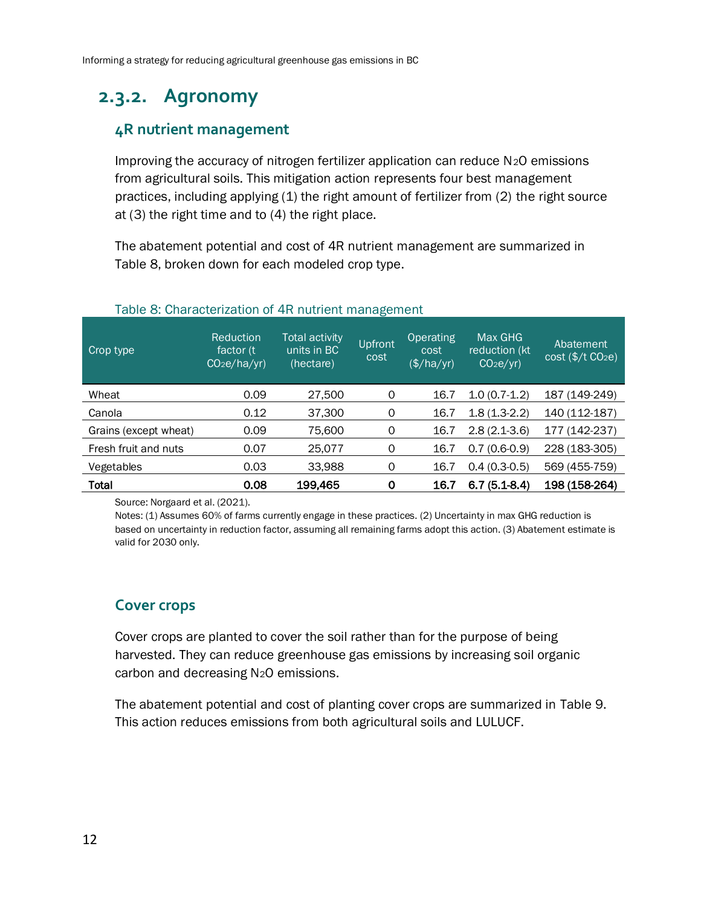## 2.3.2. Agronomy

### 4R nutrient management

Improving the accuracy of nitrogen fertilizer application can reduce $N_2O$ emissions from agricultural soils. This mitigation action represents four best management practices, including applying (1) the right amount of fertilizer from (2) the right source at (3) the right time and to (4) the right place.

The abatement potential and cost of 4R nutrient management are summarized in Table 8, broken down for each modeled crop type.

Table 8: Characterization of 4R nutrient management

| Crop type | Reduction factor (t $CO_2e$/ha/yr) | Total activity units in BC (hectare) | Upfront cost | Operating cost ($/ha/yr) | Max GHG reduction (kt $CO_2e$/yr) | Abatement cost ($/t $CO_2e$) |
|---|---|---|---|---|---|---|
| Wheat | 0.09 | 27,500 | 0 | 16.7 | 1.0 (0.7-1.2) | 187 (149-249) |
| Canola | 0.12 | 37,300 | 0 | 16.7 | 1.8 (1.3-2.2) | 140 (112-187) |
| Grains (except wheat) | 0.09 | 75,600 | 0 | 16.7 | 2.8 (2.1-3.6) | 177 (142-237) |
| Fresh fruit and nuts | 0.07 | 25,077 | 0 | 16.7 | 0.7 (0.6-0.9) | 228 (183-305) |
| Vegetables | 0.03 | 33,988 | 0 | 16.7 | 0.4 (0.3-0.5) | 569 (455-759) |
| **Total** | **0.08** | **199,465** | **0** | **16.7** | **6.7 (5.1-8.4)** | **198 (158-264)** |

Source: Norgaard et al. (2021).

Notes: (1) Assumes 60% of farms currently engage in these practices. (2) Uncertainty in max GHG reduction is based on uncertainty in reduction factor, assuming all remaining farms adopt this action. (3) Abatement estimate is valid for 2030 only.

### Cover crops

Cover crops are planted to cover the soil rather than for the purpose of being harvested. They can reduce greenhouse gas emissions by increasing soil organic carbon and decreasing $N_2O$ emissions.

The abatement potential and cost of planting cover crops are summarized in Table 9. This action reduces emissions from both agricultural soils and LULUCF.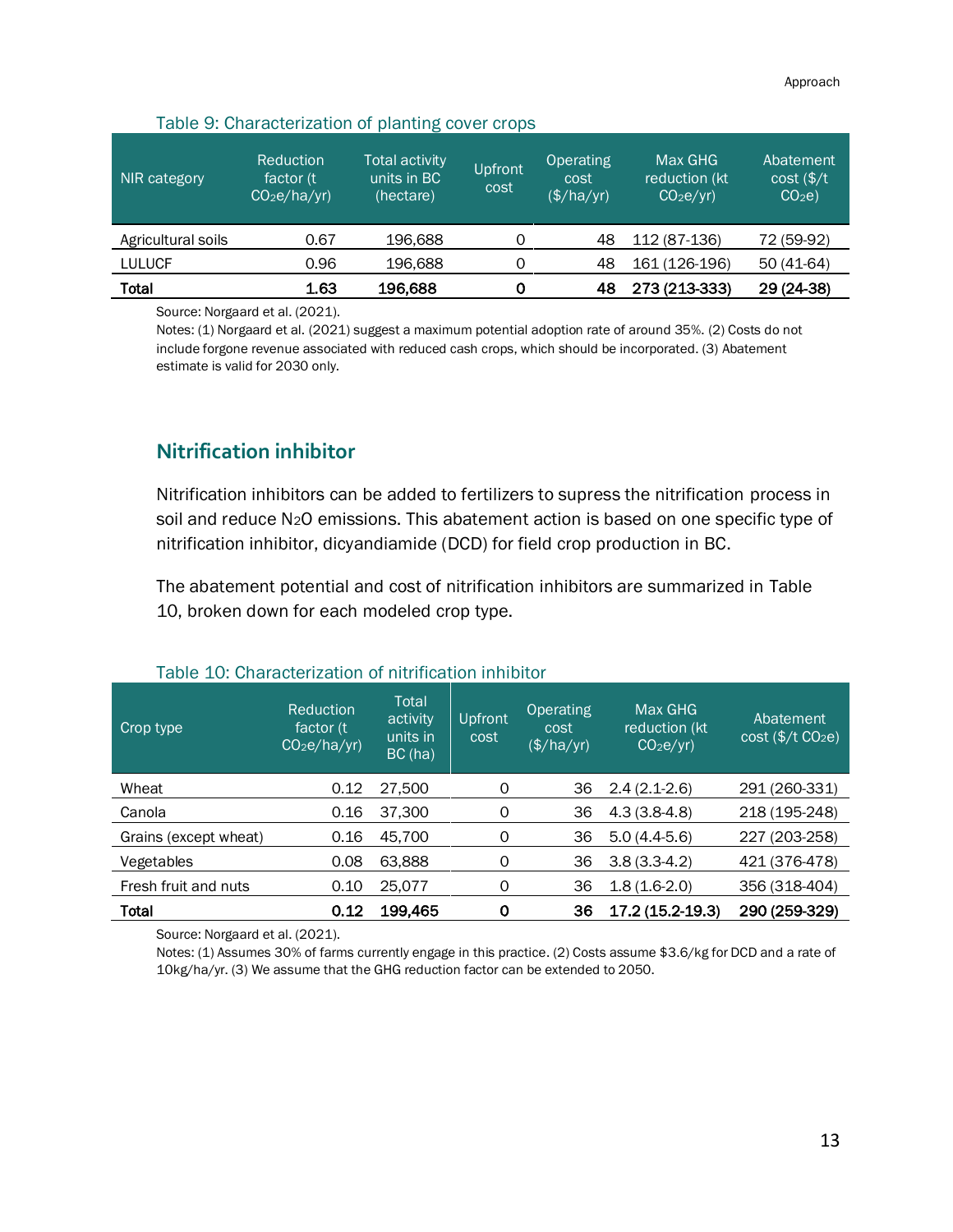Table 9: Characterization of planting cover crops

| NIR category | Reduction factor (t $CO_2e$/ha/yr) | Total activity units in BC (hectare) | Upfront cost | Operating cost ($/ha/yr) | Max GHG reduction (kt $CO_2e$/yr) | Abatement cost ($/t $CO_2e$) |
|---|---|---|---|---|---|---|
| Agricultural soils | 0.67 | 196,688 | 0 | 48 | 112 (87-136) | 72 (59-92) |
| LULUCF | 0.96 | 196,688 | 0 | 48 | 161 (126-196) | 50 (41-64) |
| **Total** | **1.63** | **196,688** | **0** | **48** | **273 (213-333)** | **29 (24-38)** |

Source: Norgaard et al. (2021).

Notes: (1) Norgaard et al. (2021) suggest a maximum potential adoption rate of around 35%. (2) Costs do not include forgone revenue associated with reduced cash crops, which should be incorporated. (3) Abatement estimate is valid for 2030 only.

## Nitrification inhibitor

Nitrification inhibitors can be added to fertilizers to supress the nitrification process in soil and reduce $N_2O$ emissions. This abatement action is based on one specific type of nitrification inhibitor, dicyandiamide (DCD) for field crop production in BC.

The abatement potential and cost of nitrification inhibitors are summarized in Table 10, broken down for each modeled crop type.

Table 10: Characterization of nitrification inhibitor

| Crop type | Reduction factor (t $CO_2e$/ha/yr) | Total activity units in BC (ha) | Upfront cost | Operating cost ($/ha/yr) | Max GHG reduction (kt $CO_2e$/yr) | Abatement cost ($/t $CO_2e$) |
|---|---|---|---|---|---|---|
| Wheat | 0.12 | 27,500 | 0 | 36 | 2.4 (2.1-2.6) | 291 (260-331) |
| Canola | 0.16 | 37,300 | 0 | 36 | 4.3 (3.8-4.8) | 218 (195-248) |
| Grains (except wheat) | 0.16 | 45,700 | 0 | 36 | 5.0 (4.4-5.6) | 227 (203-258) |
| Vegetables | 0.08 | 63,888 | 0 | 36 | 3.8 (3.3-4.2) | 421 (376-478) |
| Fresh fruit and nuts | 0.10 | 25,077 | 0 | 36 | 1.8 (1.6-2.0) | 356 (318-404) |
| **Total** | **0.12** | **199,465** | **0** | **36** | **17.2 (15.2-19.3)** | **290 (259-329)** |

Source: Norgaard et al. (2021).

Notes: (1) Assumes 30% of farms currently engage in this practice. (2) Costs assume $3.6/kg for DCD and a rate of 10kg/ha/yr. (3) We assume that the GHG reduction factor can be extended to 2050.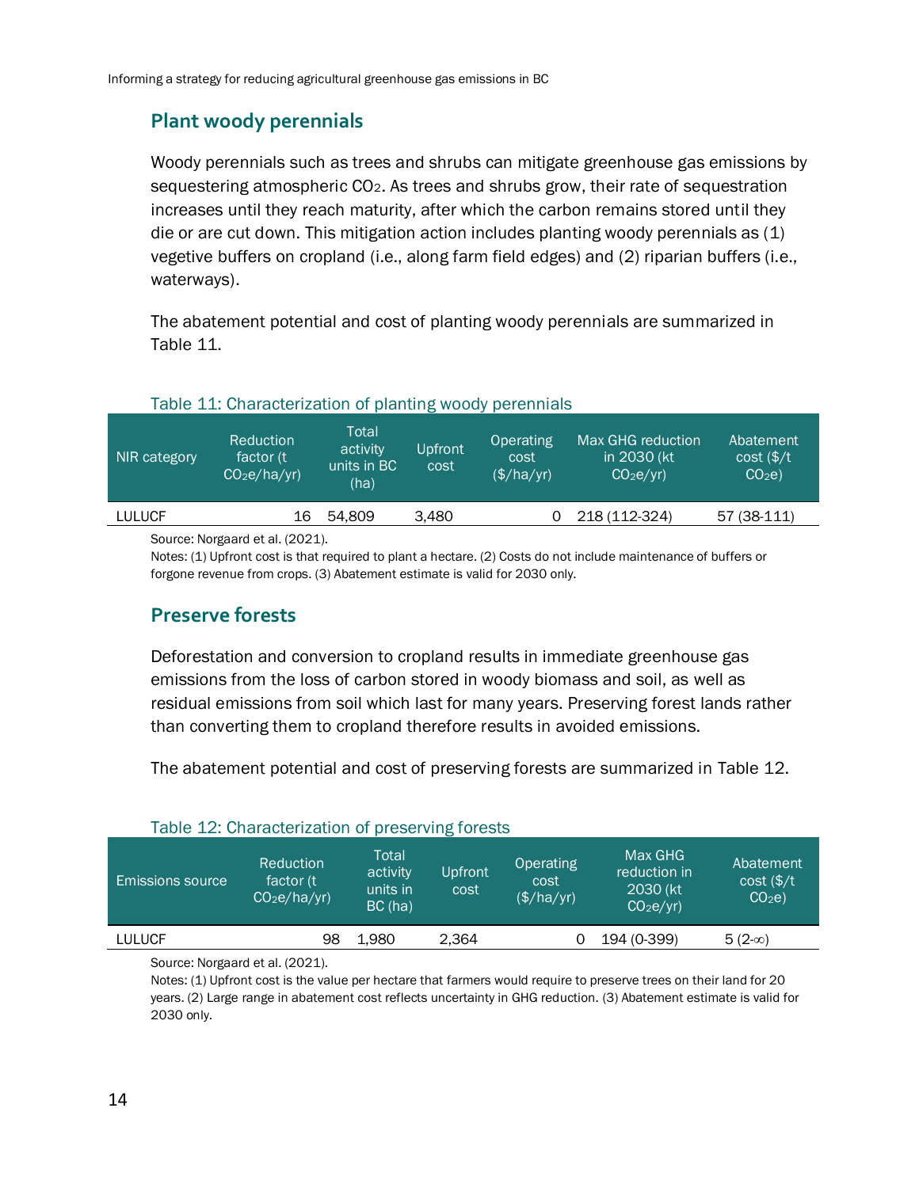## Plant woody perennials

Woody perennials such as trees and shrubs can mitigate greenhouse gas emissions by sequestering atmospheric $CO_2$. As trees and shrubs grow, their rate of sequestration increases until they reach maturity, after which the carbon remains stored until they die or are cut down. This mitigation action includes planting woody perennials as (1) vegetive buffers on cropland (i.e., along farm field edges) and (2) riparian buffers (i.e., waterways).

The abatement potential and cost of planting woody perennials are summarized in Table 11.

Table 11: Characterization of planting woody perennials

| NIR category | Reduction factor (t $CO_2$e/ha/yr) | Total activity units in BC (ha) | Upfront cost | Operating cost ($/ha/yr) | Max GHG reduction in 2030 (kt $CO_2$e/yr) | Abatement cost ($/t $CO_2$e) |
|---|---|---|---|---|---|---|
| LULUCF | 16 | 54,809 | 3,480 | 0 | 218 (112-324) | 57 (38-111) |

Source: Norgaard et al. (2021).

Notes: (1) Upfront cost is that required to plant a hectare. (2) Costs do not include maintenance of buffers or forgone revenue from crops. (3) Abatement estimate is valid for 2030 only.

## Preserve forests

Deforestation and conversion to cropland results in immediate greenhouse gas emissions from the loss of carbon stored in woody biomass and soil, as well as residual emissions from soil which last for many years. Preserving forest lands rather than converting them to cropland therefore results in avoided emissions.

The abatement potential and cost of preserving forests are summarized in Table 12.

Table 12: Characterization of preserving forests

| Emissions source | Reduction factor (t $CO_2$e/ha/yr) | Total activity units in BC (ha) | Upfront cost | Operating cost ($/ha/yr) | Max GHG reduction in 2030 (kt $CO_2$e/yr) | Abatement cost ($/t $CO_2$e) |
|---|---|---|---|---|---|---|
| LULUCF | 98 | 1,980 | 2,364 | 0 | 194 (0-399) | 5 (2-∞) |

Source: Norgaard et al. (2021).

Notes: (1) Upfront cost is the value per hectare that farmers would require to preserve trees on their land for 20 years. (2) Large range in abatement cost reflects uncertainty in GHG reduction. (3) Abatement estimate is valid for 2030 only.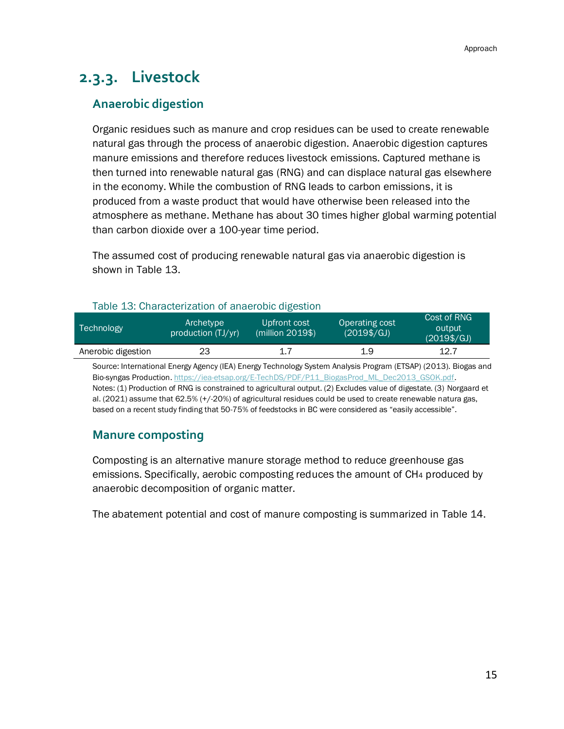### 2.3.3. Livestock

#### Anaerobic digestion

Organic residues such as manure and crop residues can be used to create renewable natural gas through the process of anaerobic digestion. Anaerobic digestion captures manure emissions and therefore reduces livestock emissions. Captured methane is then turned into renewable natural gas (RNG) and can displace natural gas elsewhere in the economy. While the combustion of RNG leads to carbon emissions, it is produced from a waste product that would have otherwise been released into the atmosphere as methane. Methane has about 30 times higher global warming potential than carbon dioxide over a 100-year time period.

The assumed cost of producing renewable natural gas via anaerobic digestion is shown in Table 13.

Table 13: Characterization of anaerobic digestion

| Technology | Archetype production (TJ/yr) | Upfront cost (million 2019$) | Operating cost (2019$/GJ) | Cost of RNG output (2019$/GJ) |
|---|---|---|---|---|
| Anerobic digestion | 23 | 1.7 | 1.9 | 12.7 |

Source: International Energy Agency (IEA) Energy Technology System Analysis Program (ETSAP) (2013). Biogas and Bio-syngas Production. https://iea-etsap.org/E-TechDS/PDF/P11_BiogasProd_ML_Dec2013_GSOK.pdf.
Notes: (1) Production of RNG is constrained to agricultural output. (2) Excludes value of digestate. (3) Norgaard et al. (2021) assume that 62.5% (+/-20%) of agricultural residues could be used to create renewable natura gas, based on a recent study finding that 50-75% of feedstocks in BC were considered as "easily accessible".

#### Manure composting

Composting is an alternative manure storage method to reduce greenhouse gas emissions. Specifically, aerobic composting reduces the amount of $CH_4$ produced by anaerobic decomposition of organic matter.

The abatement potential and cost of manure composting is summarized in Table 14.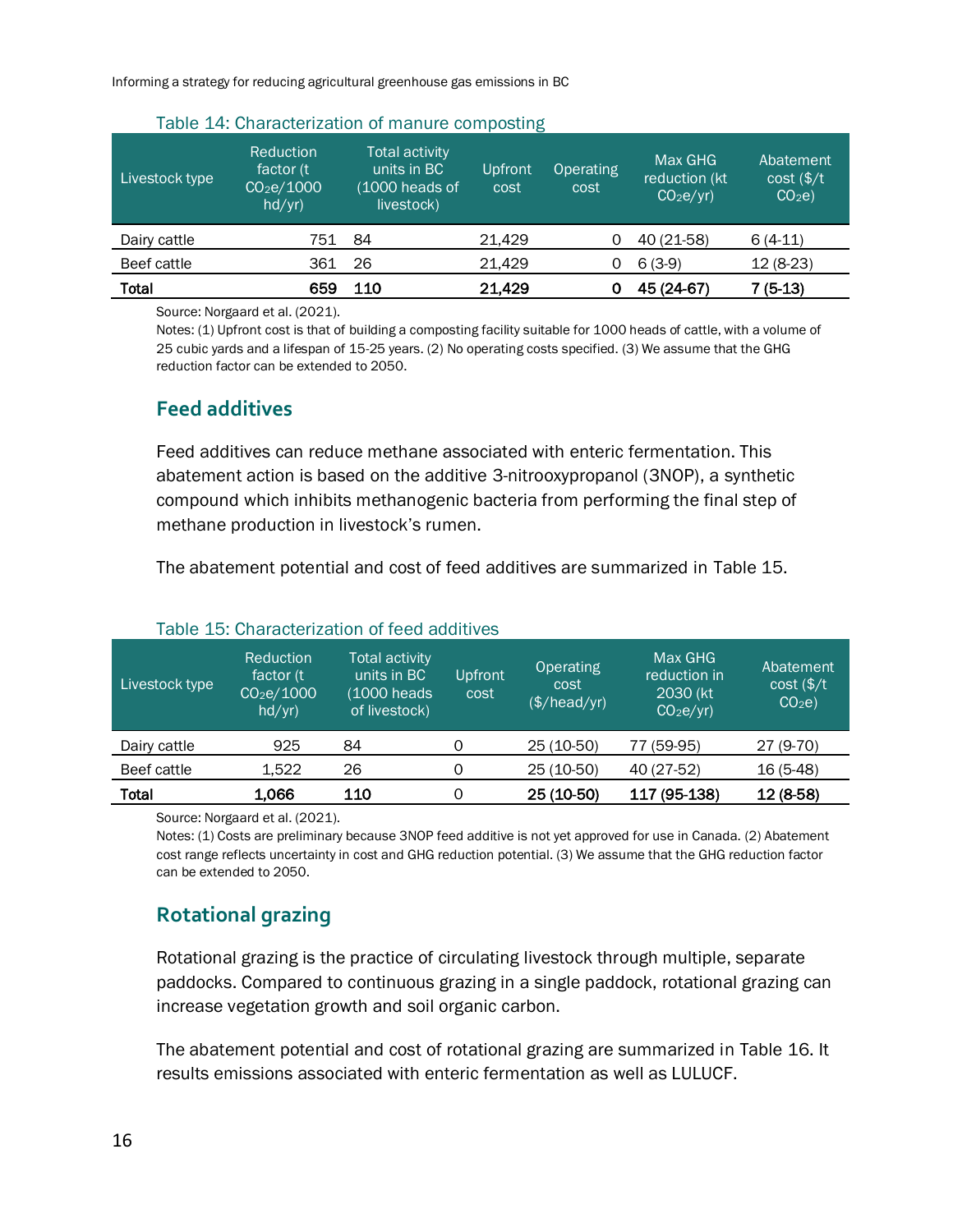Table 14: Characterization of manure composting

| Livestock type | Reduction factor (t $CO_2e$/1000 hd/yr) | Total activity units in BC (1000 heads of livestock) | Upfront cost | Operating cost | Max GHG reduction (kt $CO_2e$/yr) | Abatement cost ($/t $CO_2e$) |
|---|---|---|---|---|---|---|
| Dairy cattle | 751 | 84 | 21,429 | 0 | 40 (21-58) | 6 (4-11) |
| Beef cattle | 361 | 26 | 21,429 | 0 | 6 (3-9) | 12 (8-23) |
| **Total** | **659** | **110** | **21,429** | **0** | **45 (24-67)** | **7 (5-13)** |

Source: Norgaard et al. (2021).
Notes: (1) Upfront cost is that of building a composting facility suitable for 1000 heads of cattle, with a volume of 25 cubic yards and a lifespan of 15-25 years. (2) No operating costs specified. (3) We assume that the GHG reduction factor can be extended to 2050.

## Feed additives

Feed additives can reduce methane associated with enteric fermentation. This abatement action is based on the additive 3-nitrooxypropanol (3NOP), a synthetic compound which inhibits methanogenic bacteria from performing the final step of methane production in livestock's rumen.

The abatement potential and cost of feed additives are summarized in Table 15.

Table 15: Characterization of feed additives

| Livestock type | Reduction factor (t $CO_2e$/1000 hd/yr) | Total activity units in BC (1000 heads of livestock) | Upfront cost | Operating cost ($/head/yr) | Max GHG reduction in 2030 (kt $CO_2e$/yr) | Abatement cost ($/t $CO_2e$) |
|---|---|---|---|---|---|---|
| Dairy cattle | 925 | 84 | 0 | 25 (10-50) | 77 (59-95) | 27 (9-70) |
| Beef cattle | 1,522 | 26 | 0 | 25 (10-50) | 40 (27-52) | 16 (5-48) |
| **Total** | **1,066** | **110** | 0 | **25 (10-50)** | **117 (95-138)** | **12 (8-58)** |

Source: Norgaard et al. (2021).
Notes: (1) Costs are preliminary because 3NOP feed additive is not yet approved for use in Canada. (2) Abatement cost range reflects uncertainty in cost and GHG reduction potential. (3) We assume that the GHG reduction factor can be extended to 2050.

## Rotational grazing

Rotational grazing is the practice of circulating livestock through multiple, separate paddocks. Compared to continuous grazing in a single paddock, rotational grazing can increase vegetation growth and soil organic carbon.

The abatement potential and cost of rotational grazing are summarized in Table 16. It results emissions associated with enteric fermentation as well as LULUCF.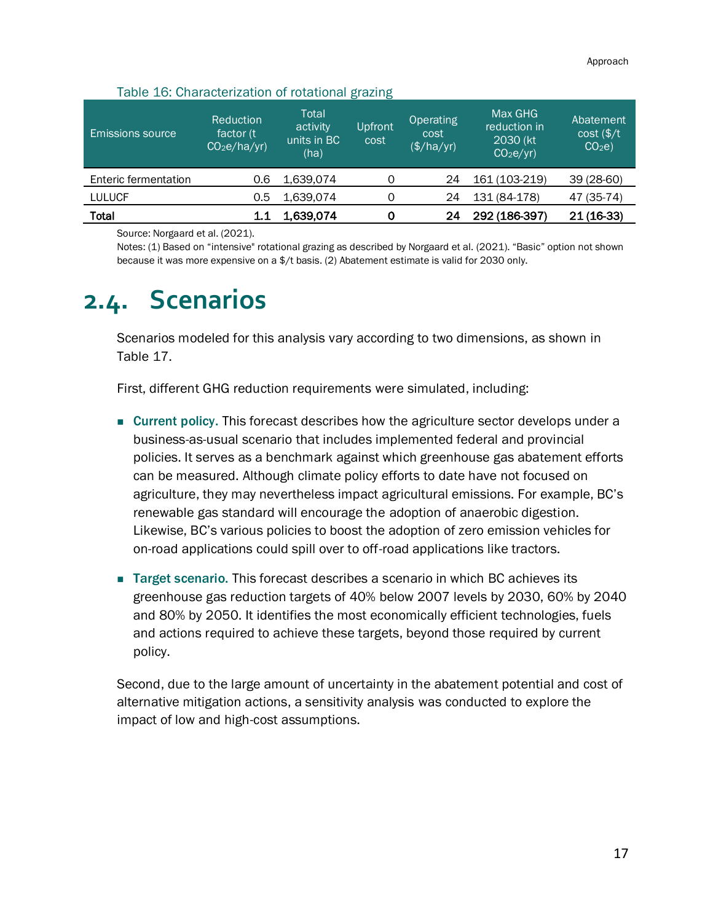Table 16: Characterization of rotational grazing

| Emissions source | Reduction factor (t $CO_2e$/ha/yr) | Total activity units in BC (ha) | Upfront cost | Operating cost ($/ha/yr) | Max GHG reduction in 2030 (kt $CO_2e$/yr) | Abatement cost ($/t $CO_2e$) |
|---|---|---|---|---|---|---|
| Enteric fermentation | 0.6 | 1,639,074 | 0 | 24 | 161 (103-219) | 39 (28-60) |
| LULUCF | 0.5 | 1,639,074 | 0 | 24 | 131 (84-178) | 47 (35-74) |
| **Total** | **1.1** | **1,639,074** | **0** | **24** | **292 (186-397)** | **21 (16-33)** |

Source: Norgaard et al. (2021).

Notes: (1) Based on "intensive" rotational grazing as described by Norgaard et al. (2021). "Basic" option not shown because it was more expensive on a $/t basis. (2) Abatement estimate is valid for 2030 only.

## 2.4. Scenarios

Scenarios modeled for this analysis vary according to two dimensions, as shown in Table 17.

First, different GHG reduction requirements were simulated, including:

- **Current policy.** This forecast describes how the agriculture sector develops under a business-as-usual scenario that includes implemented federal and provincial policies. It serves as a benchmark against which greenhouse gas abatement efforts can be measured. Although climate policy efforts to date have not focused on agriculture, they may nevertheless impact agricultural emissions. For example, BC's renewable gas standard will encourage the adoption of anaerobic digestion. Likewise, BC's various policies to boost the adoption of zero emission vehicles for on-road applications could spill over to off-road applications like tractors.
- **Target scenario.** This forecast describes a scenario in which BC achieves its greenhouse gas reduction targets of 40% below 2007 levels by 2030, 60% by 2040 and 80% by 2050. It identifies the most economically efficient technologies, fuels and actions required to achieve these targets, beyond those required by current policy.

Second, due to the large amount of uncertainty in the abatement potential and cost of alternative mitigation actions, a sensitivity analysis was conducted to explore the impact of low and high-cost assumptions.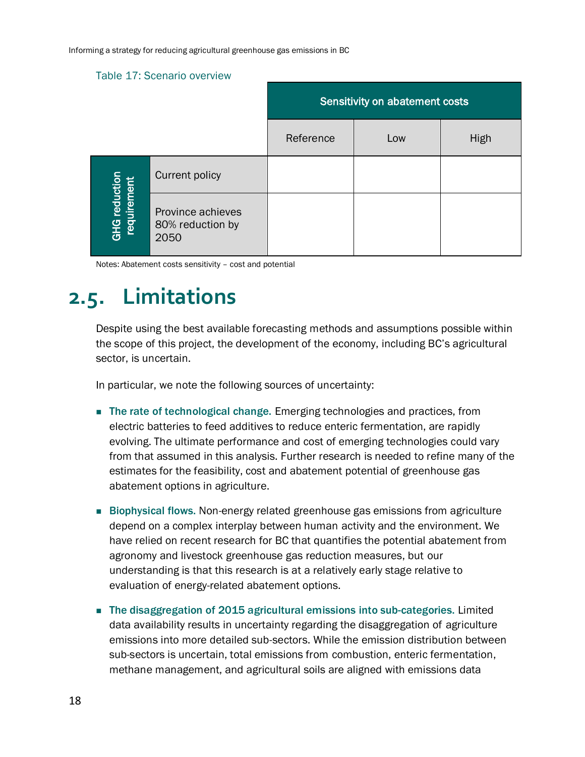Table 17: Scenario overview

| | | Sensitivity on abatement costs | | |
|---|---|---|---|---|
| | | Reference | Low | High |
| GHG reduction requirement | Current policy | | | |
| | Province achieves 80% reduction by 2050 | | | |

Notes: Abatement costs sensitivity – cost and potential

## 2.5. Limitations

Despite using the best available forecasting methods and assumptions possible within the scope of this project, the development of the economy, including BC's agricultural sector, is uncertain.

In particular, we note the following sources of uncertainty:

- **The rate of technological change.** Emerging technologies and practices, from electric batteries to feed additives to reduce enteric fermentation, are rapidly evolving. The ultimate performance and cost of emerging technologies could vary from that assumed in this analysis. Further research is needed to refine many of the estimates for the feasibility, cost and abatement potential of greenhouse gas abatement options in agriculture.
- **Biophysical flows.** Non-energy related greenhouse gas emissions from agriculture depend on a complex interplay between human activity and the environment. We have relied on recent research for BC that quantifies the potential abatement from agronomy and livestock greenhouse gas reduction measures, but our understanding is that this research is at a relatively early stage relative to evaluation of energy-related abatement options.
- **The disaggregation of 2015 agricultural emissions into sub-categories.** Limited data availability results in uncertainty regarding the disaggregation of agriculture emissions into more detailed sub-sectors. While the emission distribution between sub-sectors is uncertain, total emissions from combustion, enteric fermentation, methane management, and agricultural soils are aligned with emissions data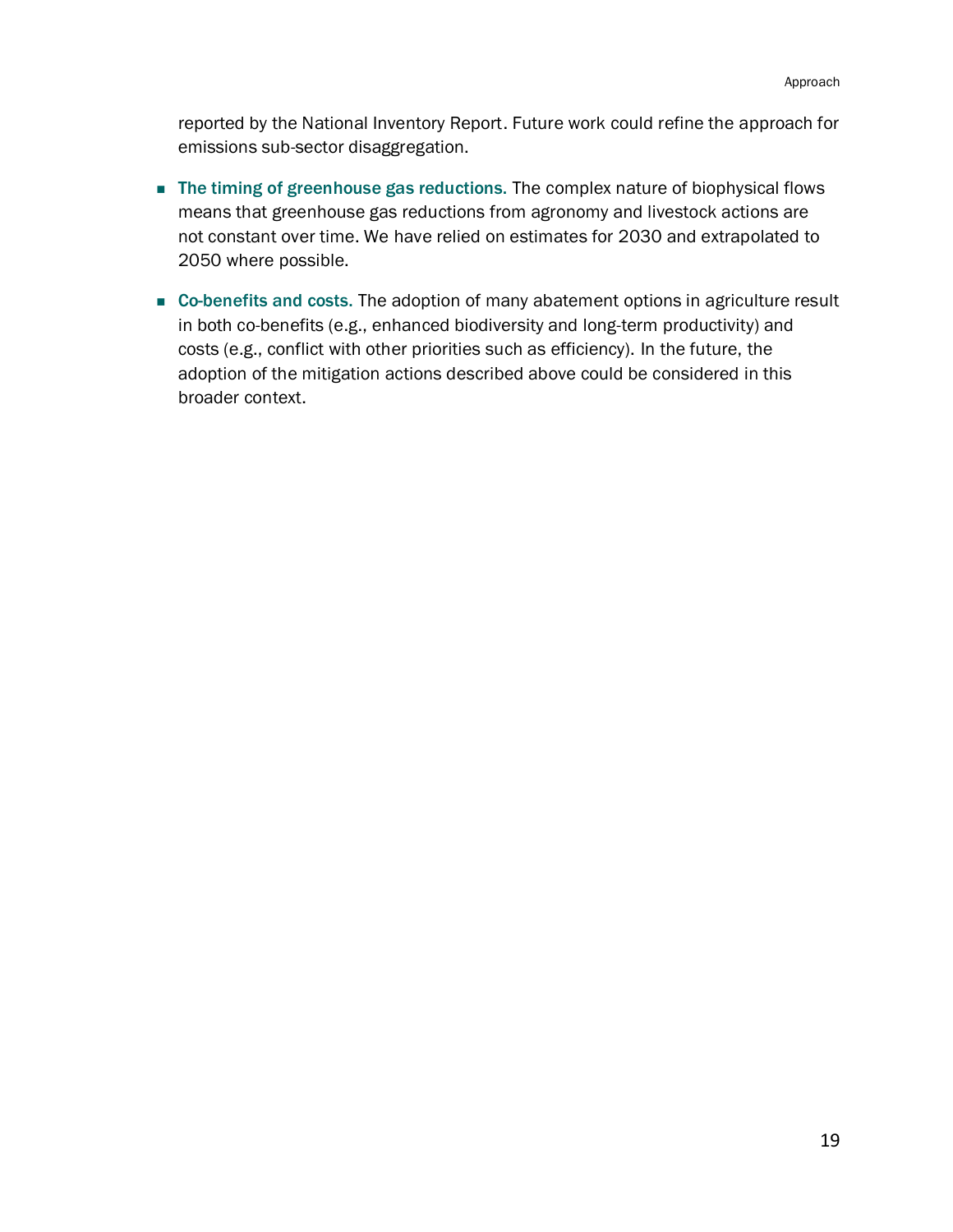reported by the National Inventory Report. Future work could refine the approach for emissions sub-sector disaggregation.

- **The timing of greenhouse gas reductions.** The complex nature of biophysical flows means that greenhouse gas reductions from agronomy and livestock actions are not constant over time. We have relied on estimates for 2030 and extrapolated to 2050 where possible.

- **Co-benefits and costs.** The adoption of many abatement options in agriculture result in both co-benefits (e.g., enhanced biodiversity and long-term productivity) and costs (e.g., conflict with other priorities such as efficiency). In the future, the adoption of the mitigation actions described above could be considered in this broader context.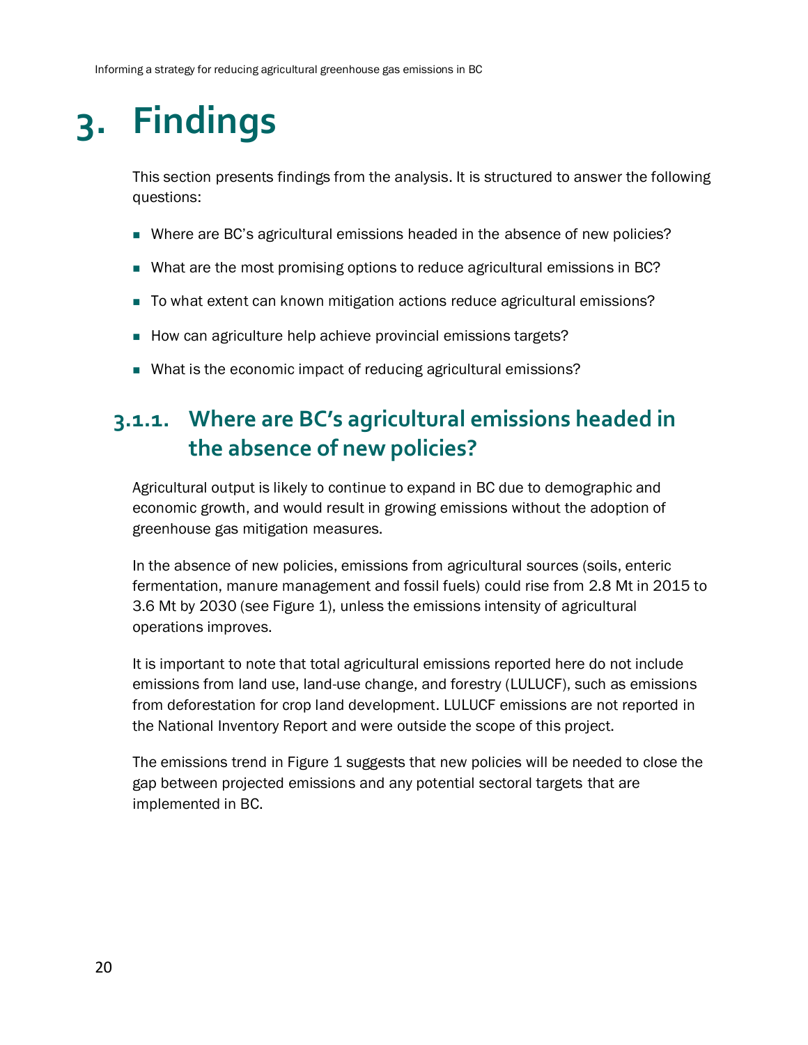# 3. Findings

This section presents findings from the analysis. It is structured to answer the following questions:

- Where are BC's agricultural emissions headed in the absence of new policies?
- What are the most promising options to reduce agricultural emissions in BC?
- To what extent can known mitigation actions reduce agricultural emissions?
- How can agriculture help achieve provincial emissions targets?
- What is the economic impact of reducing agricultural emissions?

## 3.1.1. Where are BC's agricultural emissions headed in the absence of new policies?

Agricultural output is likely to continue to expand in BC due to demographic and economic growth, and would result in growing emissions without the adoption of greenhouse gas mitigation measures.

In the absence of new policies, emissions from agricultural sources (soils, enteric fermentation, manure management and fossil fuels) could rise from 2.8 Mt in 2015 to 3.6 Mt by 2030 (see Figure 1), unless the emissions intensity of agricultural operations improves.

It is important to note that total agricultural emissions reported here do not include emissions from land use, land-use change, and forestry (LULUCF), such as emissions from deforestation for crop land development. LULUCF emissions are not reported in the National Inventory Report and were outside the scope of this project.

The emissions trend in Figure 1 suggests that new policies will be needed to close the gap between projected emissions and any potential sectoral targets that are implemented in BC.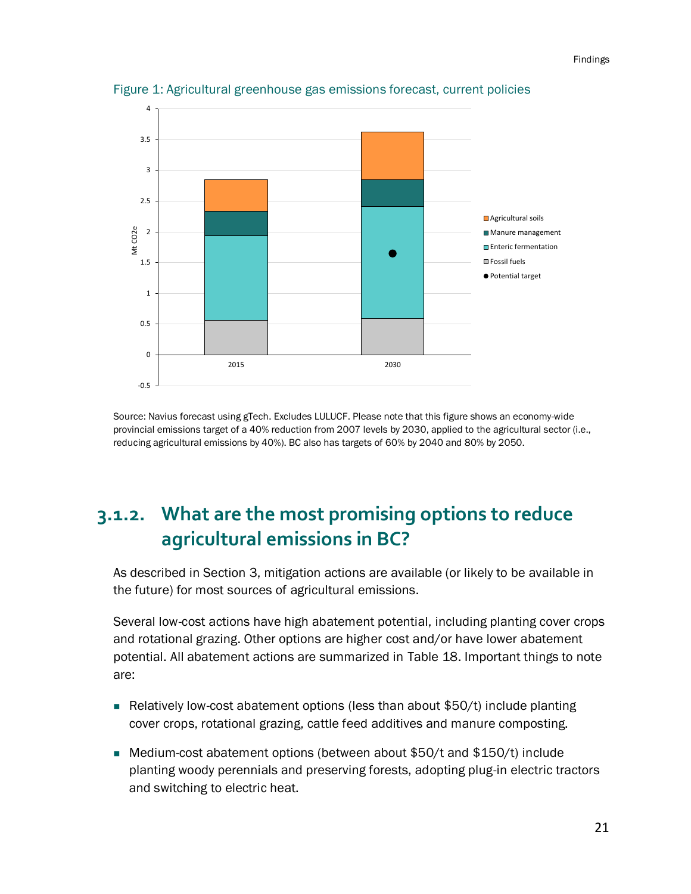Figure 1: Agricultural greenhouse gas emissions forecast, current policies

Source: Navius forecast using gTech. Excludes LULUCF. Please note that this figure shows an economy-wide provincial emissions target of a 40% reduction from 2007 levels by 2030, applied to the agricultural sector (i.e., reducing agricultural emissions by 40%). BC also has targets of 60% by 2040 and 80% by 2050.

### 3.1.2. What are the most promising options to reduce agricultural emissions in BC?

As described in Section 3, mitigation actions are available (or likely to be available in the future) for most sources of agricultural emissions.

Several low-cost actions have high abatement potential, including planting cover crops and rotational grazing. Other options are higher cost and/or have lower abatement potential. All abatement actions are summarized in Table 18. Important things to note are:

- Relatively low-cost abatement options (less than about $50/t) include planting cover crops, rotational grazing, cattle feed additives and manure composting.
- Medium-cost abatement options (between about $50/t and $150/t) include planting woody perennials and preserving forests, adopting plug-in electric tractors and switching to electric heat.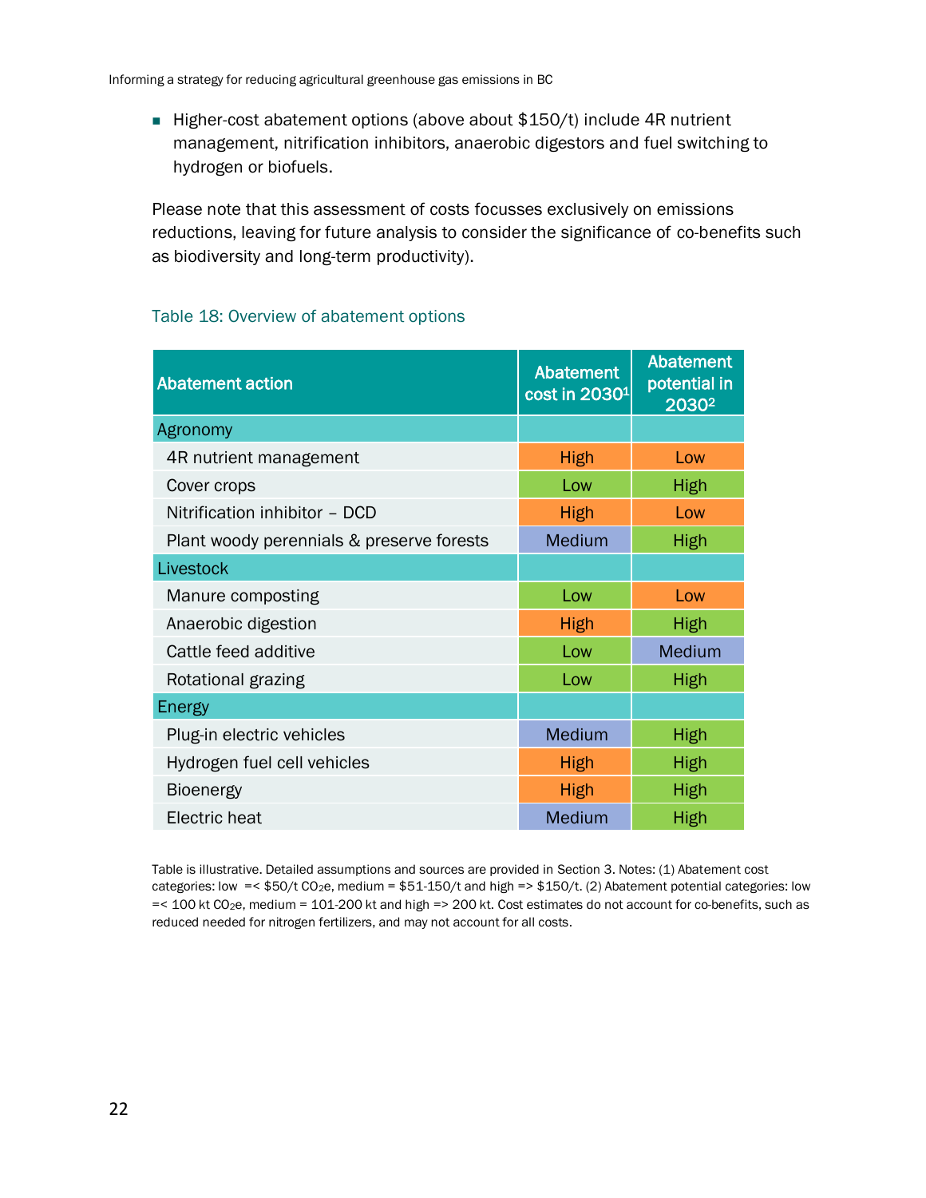- Higher-cost abatement options (above about $150/t) include 4R nutrient management, nitrification inhibitors, anaerobic digestors and fuel switching to hydrogen or biofuels.

Please note that this assessment of costs focusses exclusively on emissions reductions, leaving for future analysis to consider the significance of co-benefits such as biodiversity and long-term productivity).

Table 18: Overview of abatement options

| Abatement action | Abatement cost in 2030[1] | Abatement potential in 2030[2] |
|---|---|---|
| Agronomy | | |
| 4R nutrient management | High | Low |
| Cover crops | Low | High |
| Nitrification inhibitor – DCD | High | Low |
| Plant woody perennials & preserve forests | Medium | High |
| Livestock | | |
| Manure composting | Low | Low |
| Anaerobic digestion | High | High |
| Cattle feed additive | Low | Medium |
| Rotational grazing | Low | High |
| Energy | | |
| Plug-in electric vehicles | Medium | High |
| Hydrogen fuel cell vehicles | High | High |
| Bioenergy | High | High |
| Electric heat | Medium | High |

Table is illustrative. Detailed assumptions and sources are provided in Section 3. Notes: (1) Abatement cost categories: low =< $50/t $CO_2e$, medium = $51-150/t and high => $150/t. (2) Abatement potential categories: low =< 100 kt $CO_2e$, medium = 101-200 kt and high => 200 kt. Cost estimates do not account for co-benefits, such as reduced needed for nitrogen fertilizers, and may not account for all costs.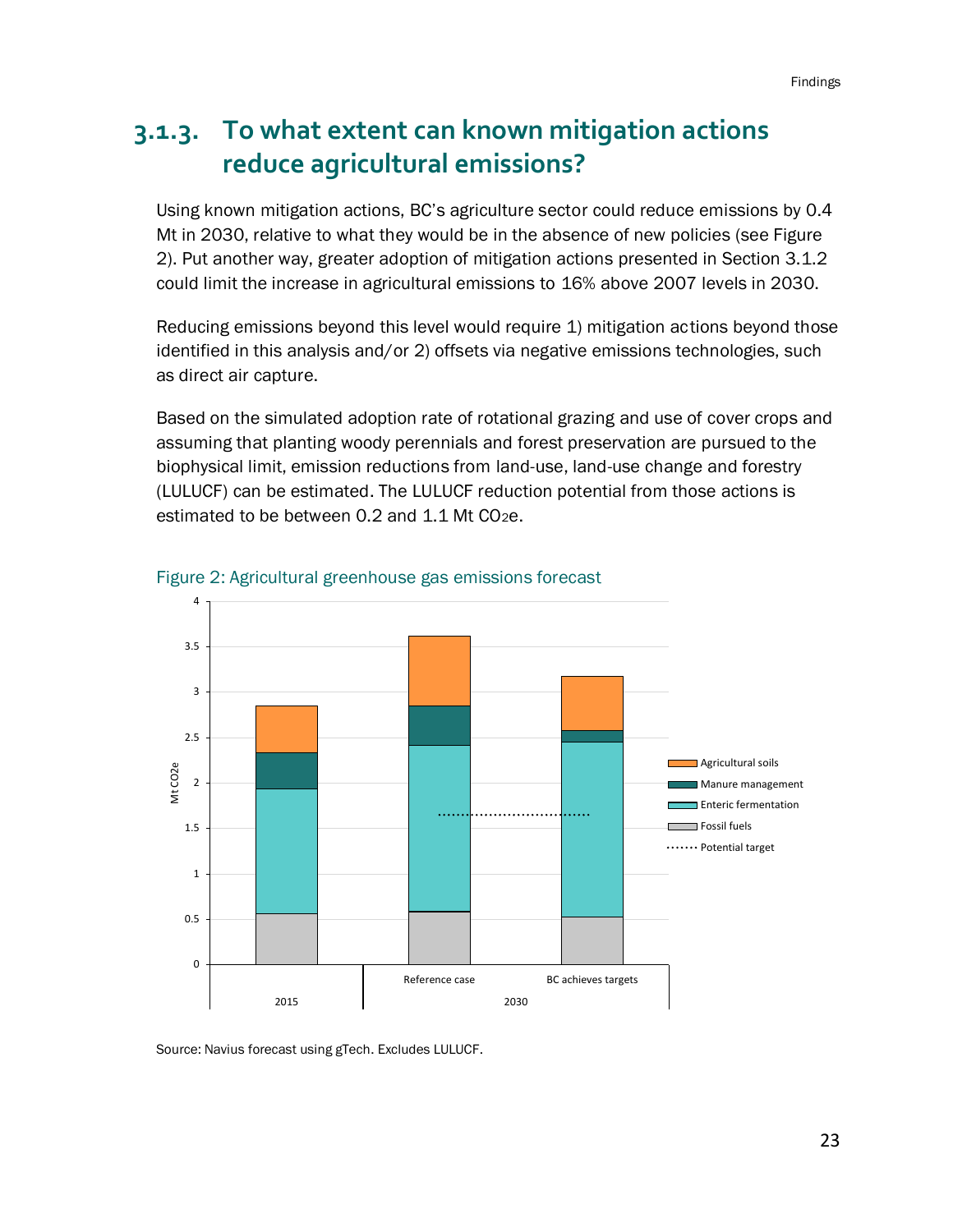### 3.1.3. To what extent can known mitigation actions reduce agricultural emissions?

Using known mitigation actions, BC's agriculture sector could reduce emissions by 0.4 Mt in 2030, relative to what they would be in the absence of new policies (see Figure 2). Put another way, greater adoption of mitigation actions presented in Section 3.1.2 could limit the increase in agricultural emissions to 16% above 2007 levels in 2030.

Reducing emissions beyond this level would require 1) mitigation actions beyond those identified in this analysis and/or 2) offsets via negative emissions technologies, such as direct air capture.

Based on the simulated adoption rate of rotational grazing and use of cover crops and assuming that planting woody perennials and forest preservation are pursued to the biophysical limit, emission reductions from land-use, land-use change and forestry (LULUCF) can be estimated. The LULUCF reduction potential from those actions is estimated to be between 0.2 and 1.1 Mt $CO_2e$.

Figure 2: Agricultural greenhouse gas emissions forecast

Source: Navius forecast using gTech. Excludes LULUCF.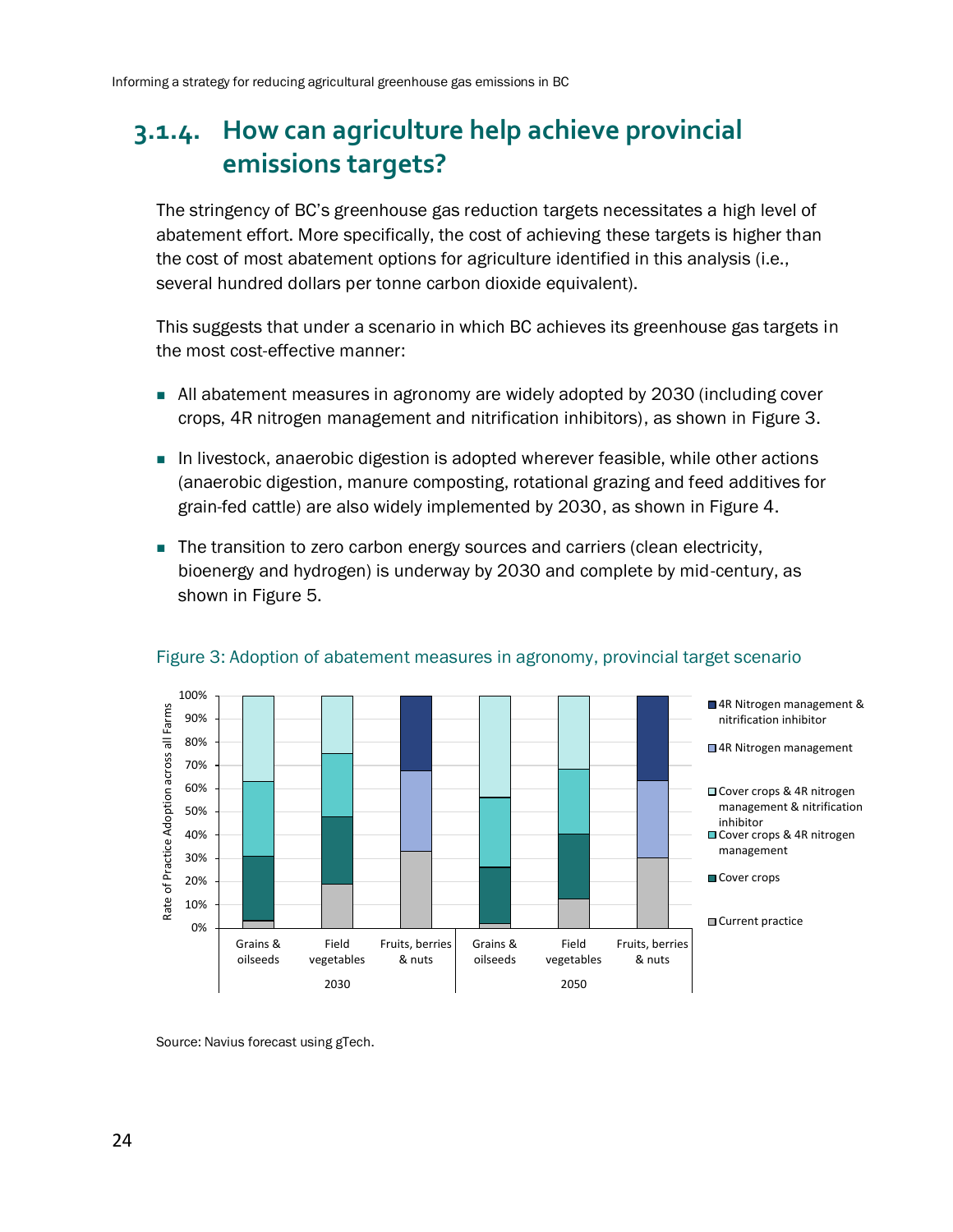## 3.1.4. How can agriculture help achieve provincial emissions targets?

The stringency of BC's greenhouse gas reduction targets necessitates a high level of abatement effort. More specifically, the cost of achieving these targets is higher than the cost of most abatement options for agriculture identified in this analysis (i.e., several hundred dollars per tonne carbon dioxide equivalent).

This suggests that under a scenario in which BC achieves its greenhouse gas targets in the most cost-effective manner:

- All abatement measures in agronomy are widely adopted by 2030 (including cover crops, 4R nitrogen management and nitrification inhibitors), as shown in Figure 3.
- In livestock, anaerobic digestion is adopted wherever feasible, while other actions (anaerobic digestion, manure composting, rotational grazing and feed additives for grain-fed cattle) are also widely implemented by 2030, as shown in Figure 4.
- The transition to zero carbon energy sources and carriers (clean electricity, bioenergy and hydrogen) is underway by 2030 and complete by mid-century, as shown in Figure 5.

Figure 3: Adoption of abatement measures in agronomy, provincial target scenario

Source: Navius forecast using gTech.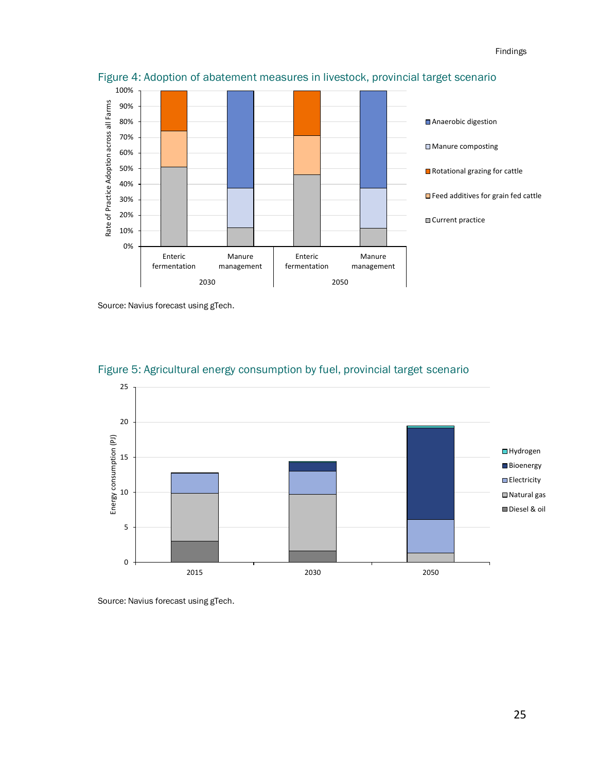Figure 4: Adoption of abatement measures in livestock, provincial target scenario

Source: Navius forecast using gTech.

Figure 5: Agricultural energy consumption by fuel, provincial target scenario

Source: Navius forecast using gTech.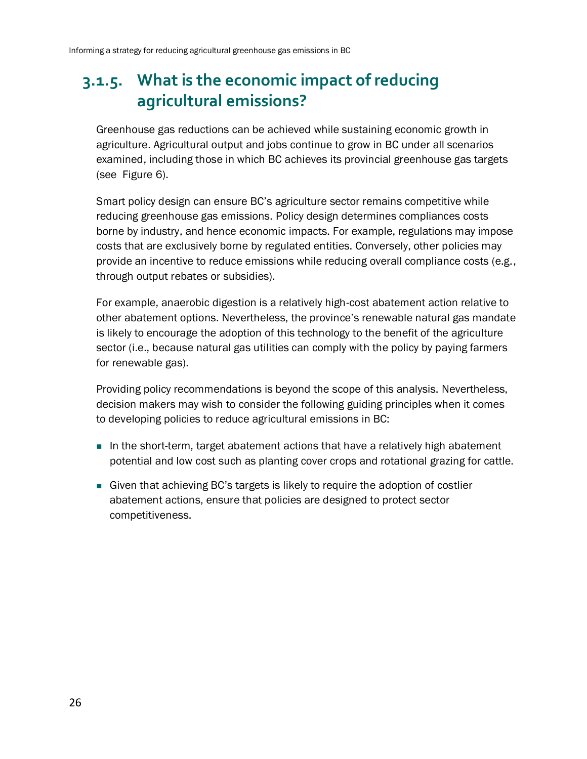### 3.1.5. What is the economic impact of reducing agricultural emissions?

Greenhouse gas reductions can be achieved while sustaining economic growth in agriculture. Agricultural output and jobs continue to grow in BC under all scenarios examined, including those in which BC achieves its provincial greenhouse gas targets (see  Figure 6).

Smart policy design can ensure BC's agriculture sector remains competitive while reducing greenhouse gas emissions. Policy design determines compliances costs borne by industry, and hence economic impacts. For example, regulations may impose costs that are exclusively borne by regulated entities. Conversely, other policies may provide an incentive to reduce emissions while reducing overall compliance costs (e.g., through output rebates or subsidies).

For example, anaerobic digestion is a relatively high-cost abatement action relative to other abatement options. Nevertheless, the province's renewable natural gas mandate is likely to encourage the adoption of this technology to the benefit of the agriculture sector (i.e., because natural gas utilities can comply with the policy by paying farmers for renewable gas).

Providing policy recommendations is beyond the scope of this analysis. Nevertheless, decision makers may wish to consider the following guiding principles when it comes to developing policies to reduce agricultural emissions in BC:

- In the short-term, target abatement actions that have a relatively high abatement potential and low cost such as planting cover crops and rotational grazing for cattle.
- Given that achieving BC's targets is likely to require the adoption of costlier abatement actions, ensure that policies are designed to protect sector competitiveness.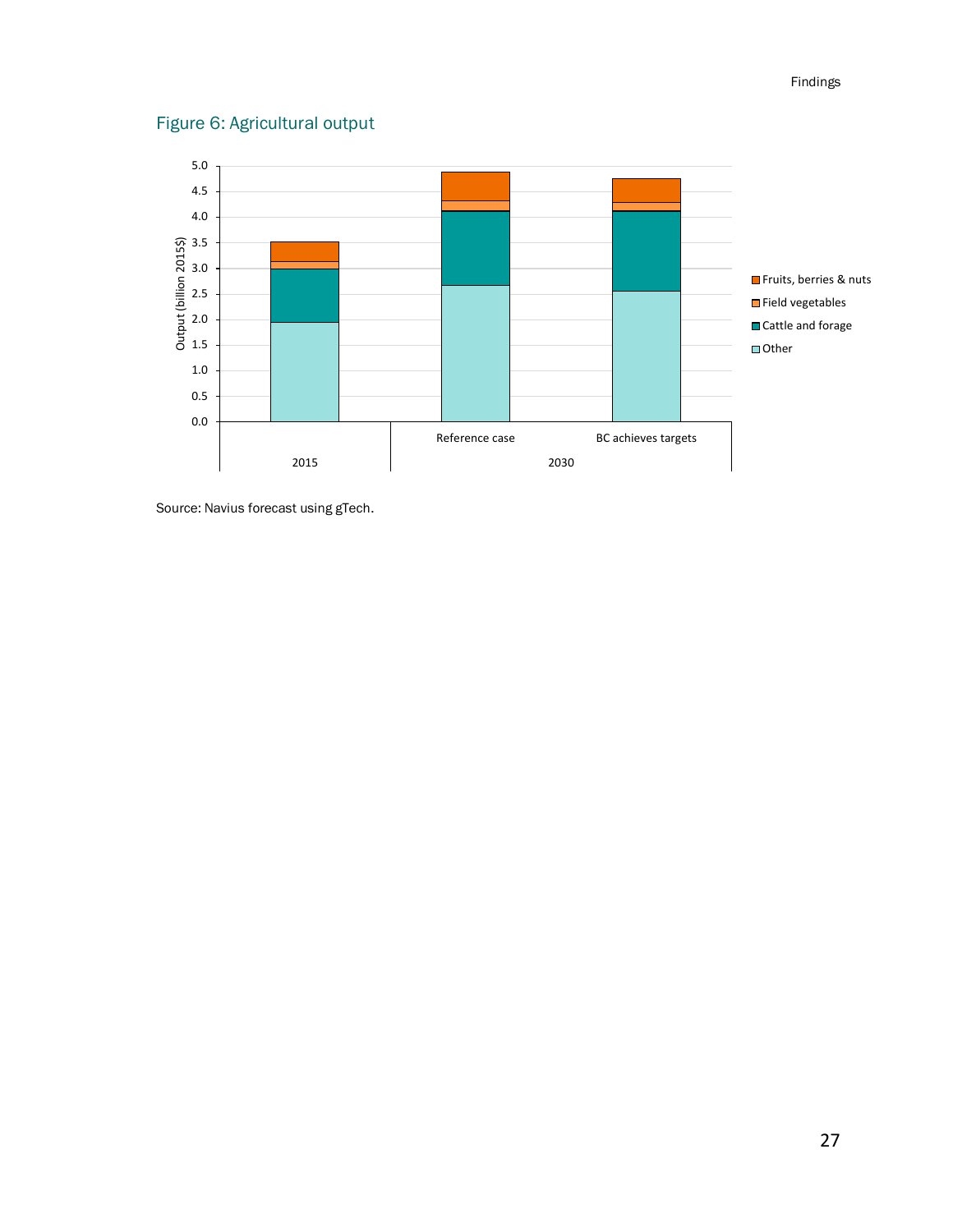## Figure 6: Agricultural output

Source: Navius forecast using gTech.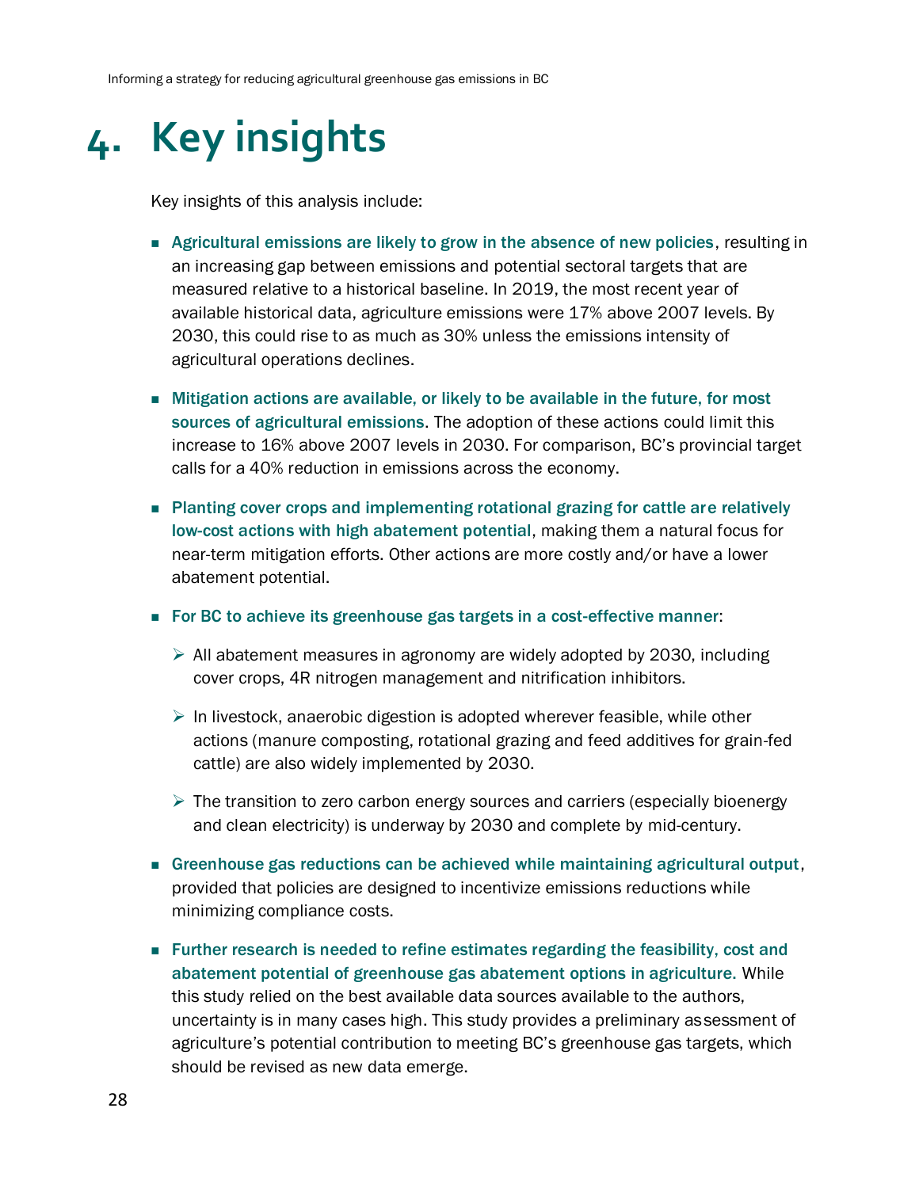# 4. Key insights

Key insights of this analysis include:

- **Agricultural emissions are likely to grow in the absence of new policies**, resulting in an increasing gap between emissions and potential sectoral targets that are measured relative to a historical baseline. In 2019, the most recent year of available historical data, agriculture emissions were 17% above 2007 levels. By 2030, this could rise to as much as 30% unless the emissions intensity of agricultural operations declines.
- **Mitigation actions are available, or likely to be available in the future, for most sources of agricultural emissions**. The adoption of these actions could limit this increase to 16% above 2007 levels in 2030. For comparison, BC's provincial target calls for a 40% reduction in emissions across the economy.
- **Planting cover crops and implementing rotational grazing for cattle are relatively low-cost actions with high abatement potential**, making them a natural focus for near-term mitigation efforts. Other actions are more costly and/or have a lower abatement potential.
- **For BC to achieve its greenhouse gas targets in a cost-effective manner**:
  - All abatement measures in agronomy are widely adopted by 2030, including cover crops, 4R nitrogen management and nitrification inhibitors.
  - In livestock, anaerobic digestion is adopted wherever feasible, while other actions (manure composting, rotational grazing and feed additives for grain-fed cattle) are also widely implemented by 2030.
  - The transition to zero carbon energy sources and carriers (especially bioenergy and clean electricity) is underway by 2030 and complete by mid-century.
- **Greenhouse gas reductions can be achieved while maintaining agricultural output**, provided that policies are designed to incentivize emissions reductions while minimizing compliance costs.
- **Further research is needed to refine estimates regarding the feasibility, cost and abatement potential of greenhouse gas abatement options in agriculture.** While this study relied on the best available data sources available to the authors, uncertainty is in many cases high. This study provides a preliminary assessment of agriculture's potential contribution to meeting BC's greenhouse gas targets, which should be revised as new data emerge.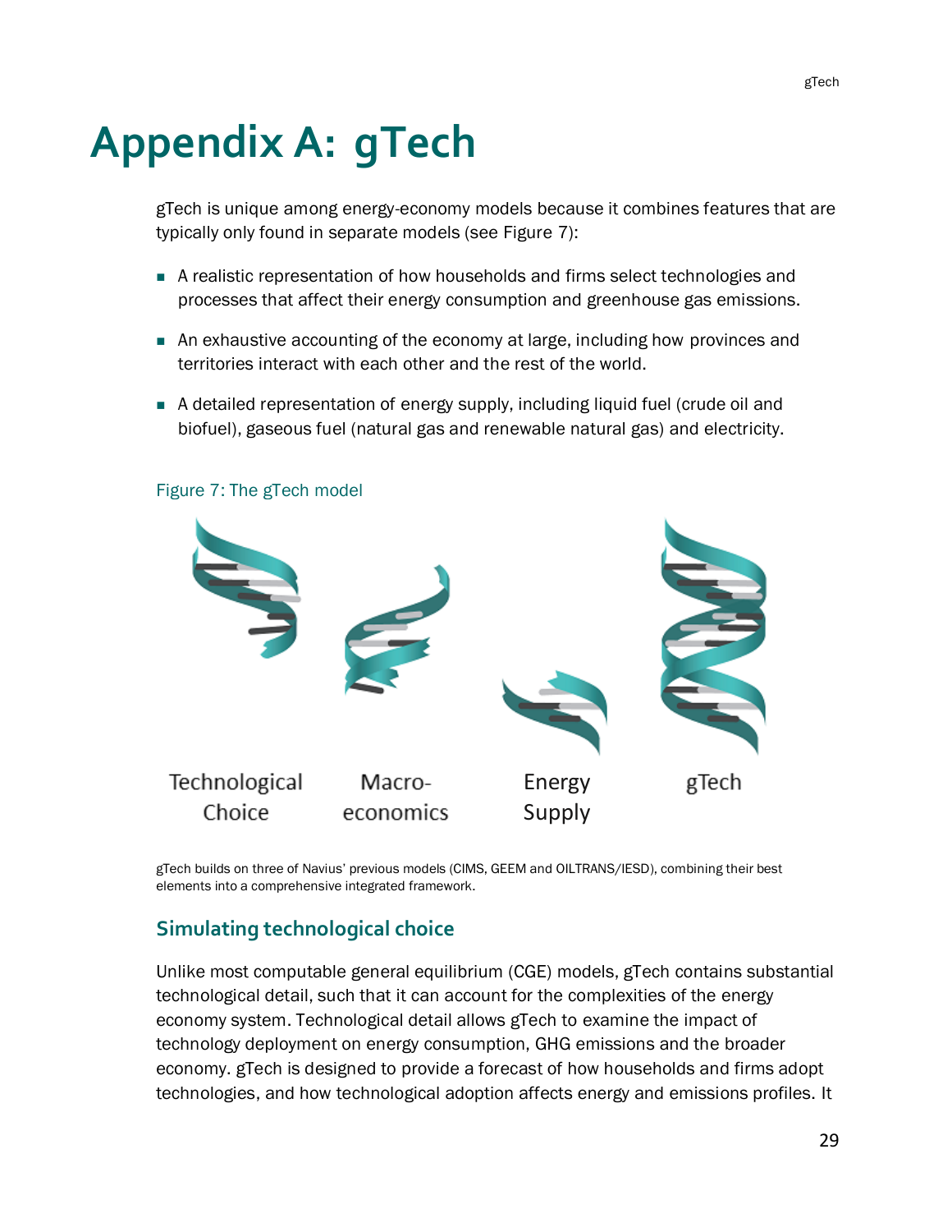# Appendix A: gTech

gTech is unique among energy-economy models because it combines features that are typically only found in separate models (see Figure 7):

- A realistic representation of how households and firms select technologies and processes that affect their energy consumption and greenhouse gas emissions.
- An exhaustive accounting of the economy at large, including how provinces and territories interact with each other and the rest of the world.
- A detailed representation of energy supply, including liquid fuel (crude oil and biofuel), gaseous fuel (natural gas and renewable natural gas) and electricity.

Figure 7: The gTech model

Technological Choice | Macro-economics | Energy Supply | gTech

gTech builds on three of Navius' previous models (CIMS, GEEM and OILTRANS/IESD), combining their best elements into a comprehensive integrated framework.

## Simulating technological choice

Unlike most computable general equilibrium (CGE) models, gTech contains substantial technological detail, such that it can account for the complexities of the energy economy system. Technological detail allows gTech to examine the impact of technology deployment on energy consumption, GHG emissions and the broader economy. gTech is designed to provide a forecast of how households and firms adopt technologies, and how technological adoption affects energy and emissions profiles. It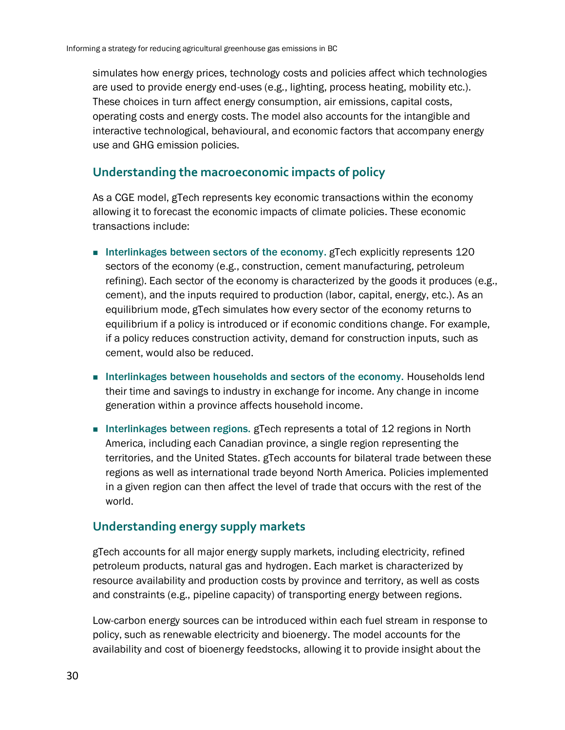simulates how energy prices, technology costs and policies affect which technologies are used to provide energy end-uses (e.g., lighting, process heating, mobility etc.). These choices in turn affect energy consumption, air emissions, capital costs, operating costs and energy costs. The model also accounts for the intangible and interactive technological, behavioural, and economic factors that accompany energy use and GHG emission policies.

## Understanding the macroeconomic impacts of policy

As a CGE model, gTech represents key economic transactions within the economy allowing it to forecast the economic impacts of climate policies. These economic transactions include:

- **Interlinkages between sectors of the economy.** gTech explicitly represents 120 sectors of the economy (e.g., construction, cement manufacturing, petroleum refining). Each sector of the economy is characterized by the goods it produces (e.g., cement), and the inputs required to production (labor, capital, energy, etc.). As an equilibrium mode, gTech simulates how every sector of the economy returns to equilibrium if a policy is introduced or if economic conditions change. For example, if a policy reduces construction activity, demand for construction inputs, such as cement, would also be reduced.
- **Interlinkages between households and sectors of the economy.** Households lend their time and savings to industry in exchange for income. Any change in income generation within a province affects household income.
- **Interlinkages between regions.** gTech represents a total of 12 regions in North America, including each Canadian province, a single region representing the territories, and the United States. gTech accounts for bilateral trade between these regions as well as international trade beyond North America. Policies implemented in a given region can then affect the level of trade that occurs with the rest of the world.

## Understanding energy supply markets

gTech accounts for all major energy supply markets, including electricity, refined petroleum products, natural gas and hydrogen. Each market is characterized by resource availability and production costs by province and territory, as well as costs and constraints (e.g., pipeline capacity) of transporting energy between regions.

Low-carbon energy sources can be introduced within each fuel stream in response to policy, such as renewable electricity and bioenergy. The model accounts for the availability and cost of bioenergy feedstocks, allowing it to provide insight about the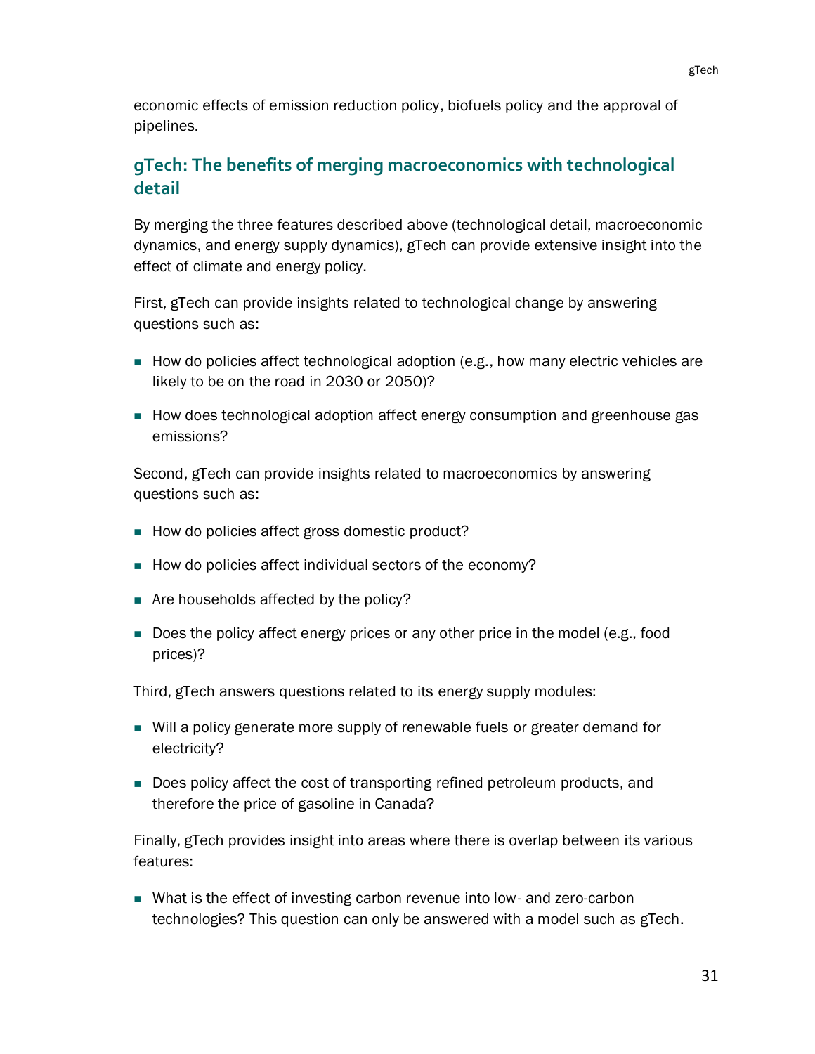economic effects of emission reduction policy, biofuels policy and the approval of pipelines.

## gTech: The benefits of merging macroeconomics with technological detail

By merging the three features described above (technological detail, macroeconomic dynamics, and energy supply dynamics), gTech can provide extensive insight into the effect of climate and energy policy.

First, gTech can provide insights related to technological change by answering questions such as:

- How do policies affect technological adoption (e.g., how many electric vehicles are likely to be on the road in 2030 or 2050)?
- How does technological adoption affect energy consumption and greenhouse gas emissions?

Second, gTech can provide insights related to macroeconomics by answering questions such as:

- How do policies affect gross domestic product?
- How do policies affect individual sectors of the economy?
- Are households affected by the policy?
- Does the policy affect energy prices or any other price in the model (e.g., food prices)?

Third, gTech answers questions related to its energy supply modules:

- Will a policy generate more supply of renewable fuels or greater demand for electricity?
- Does policy affect the cost of transporting refined petroleum products, and therefore the price of gasoline in Canada?

Finally, gTech provides insight into areas where there is overlap between its various features:

- What is the effect of investing carbon revenue into low- and zero-carbon technologies? This question can only be answered with a model such as gTech.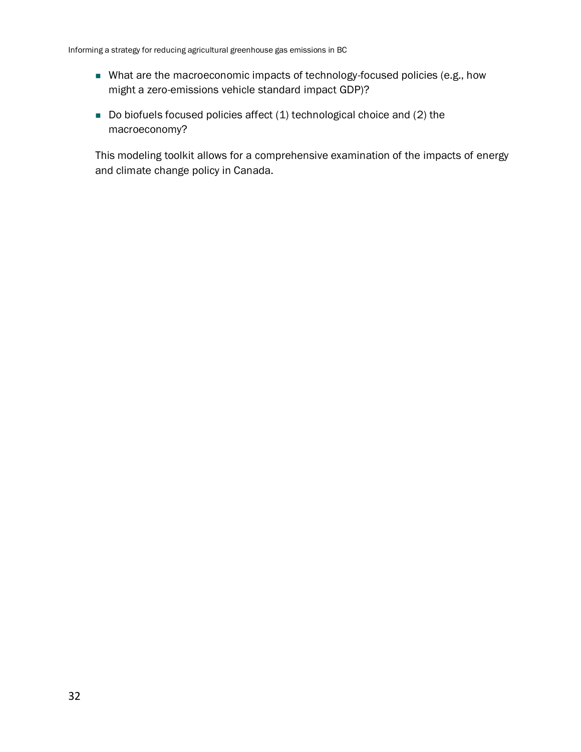- What are the macroeconomic impacts of technology-focused policies (e.g., how might a zero-emissions vehicle standard impact GDP)?
- Do biofuels focused policies affect (1) technological choice and (2) the macroeconomy?

This modeling toolkit allows for a comprehensive examination of the impacts of energy and climate change policy in Canada.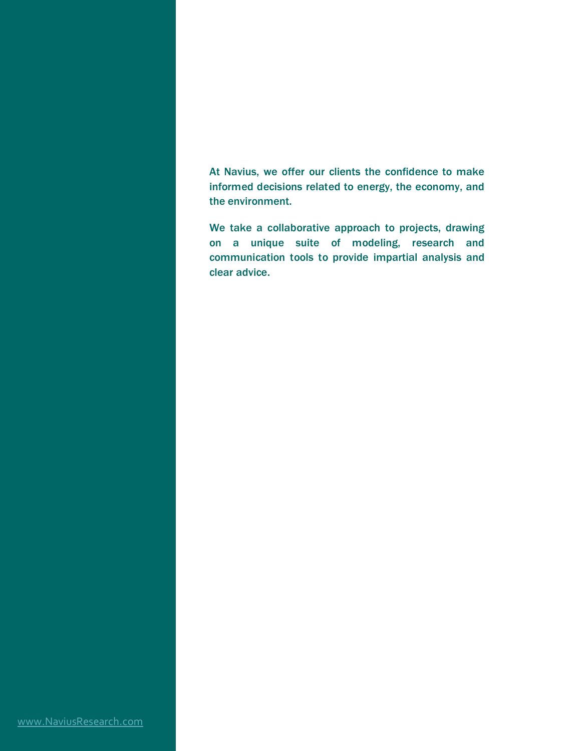At Navius, we offer our clients the confidence to make informed decisions related to energy, the economy, and the environment.

We take a collaborative approach to projects, drawing on a unique suite of modeling, research and communication tools to provide impartial analysis and clear advice.

www.NaviusResearch.com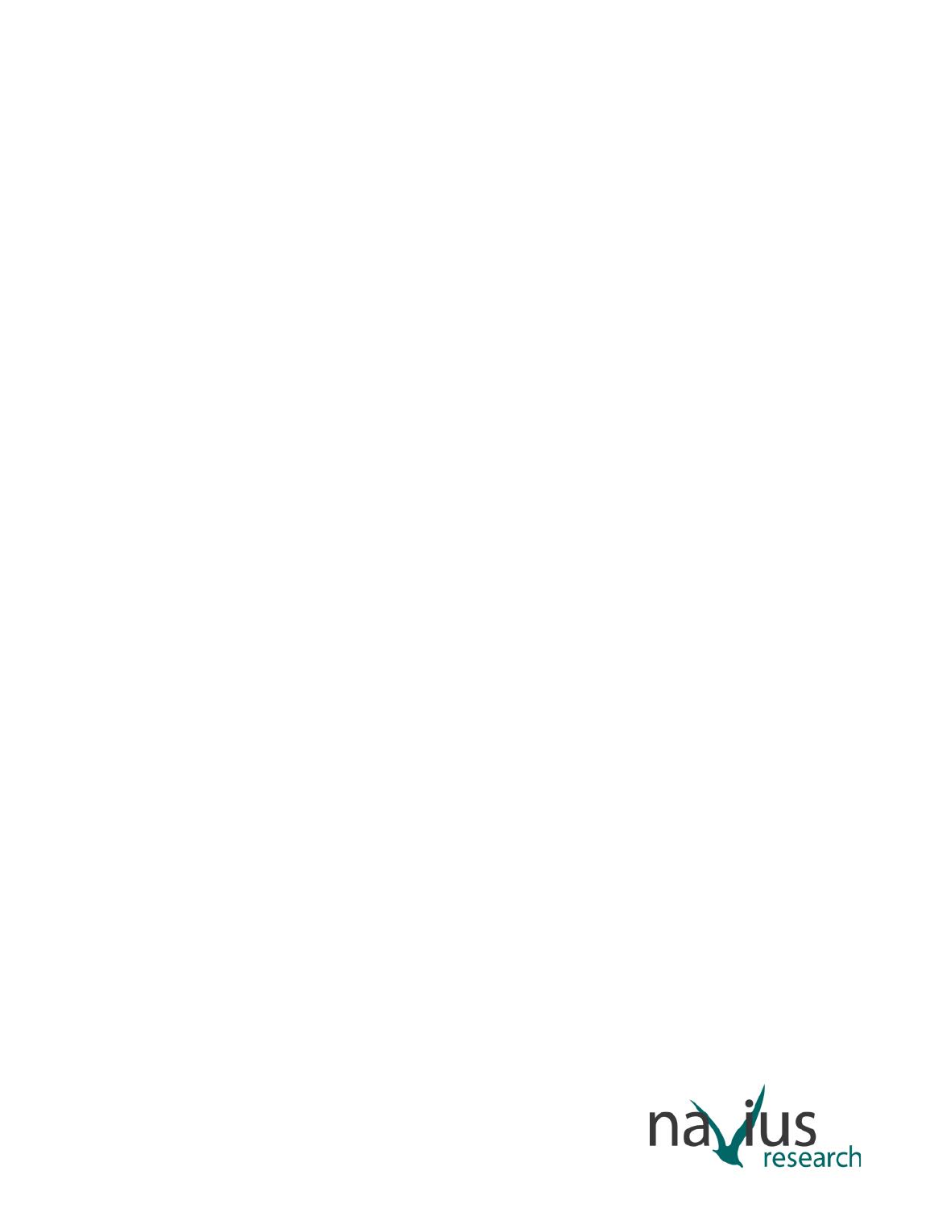navius research